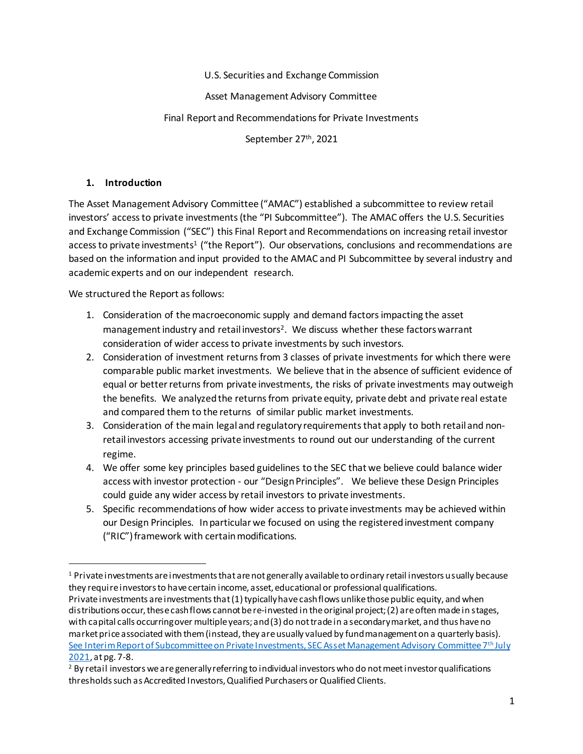U.S. Securities and Exchange Commission

Asset Management Advisory Committee

Final Report and Recommendations for Private Investments

September 27th, 2021

## 1. Introduction

The Asset Management Advisory Committee ("AMAC") established a subcommittee to review retail investors' access to private investments (the "PI Subcommittee"). The AMAC offers the U.S. Securities and Exchange Commission ("SEC") this Final Report and Recommendations on increasing retail investor access to private investments[1] ("the Report"). Our observations, conclusions and recommendations are based on the information and input provided to the AMAC and PI Subcommittee by several industry and academic experts and on our independent research.

We structured the Report as follows:

1. Consideration of the macroeconomic supply and demand factors impacting the asset management industry and retail investors[2]. We discuss whether these factors warrant consideration of wider access to private investments by such investors.
2. Consideration of investment returns from 3 classes of private investments for which there were comparable public market investments. We believe that in the absence of sufficient evidence of equal or better returns from private investments, the risks of private investments may outweigh the benefits. We analyzed the returns from private equity, private debt and private real estate and compared them to the returns of similar public market investments.
3. Consideration of the main legal and regulatory requirements that apply to both retail and non-retail investors accessing private investments to round out our understanding of the current regime.
4. We offer some key principles based guidelines to the SEC that we believe could balance wider access with investor protection - our "Design Principles". We believe these Design Principles could guide any wider access by retail investors to private investments.
5. Specific recommendations of how wider access to private investments may be achieved within our Design Principles. In particular we focused on using the registered investment company ("RIC") framework with certain modifications.

---

[1] Private investments are investments that are not generally available to ordinary retail investors usually because they require investors to have certain income, asset, educational or professional qualifications.
Private investments are investments that (1) typically have cash flows unlike those public equity, and when distributions occur, these cash flows cannot be re-invested in the original project; (2) are often made in stages, with capital calls occurring over multiple years; and (3) do not trade in a secondary market, and thus have no market price associated with them (instead, they are usually valued by fund management on a quarterly basis). See Interim Report of Subcommittee on Private Investments, SEC Asset Management Advisory Committee 7th July 2021, at pg. 7-8.

[2] By retail investors we are generally referring to individual investors who do not meet investor qualifications thresholds such as Accredited Investors, Qualified Purchasers or Qualified Clients.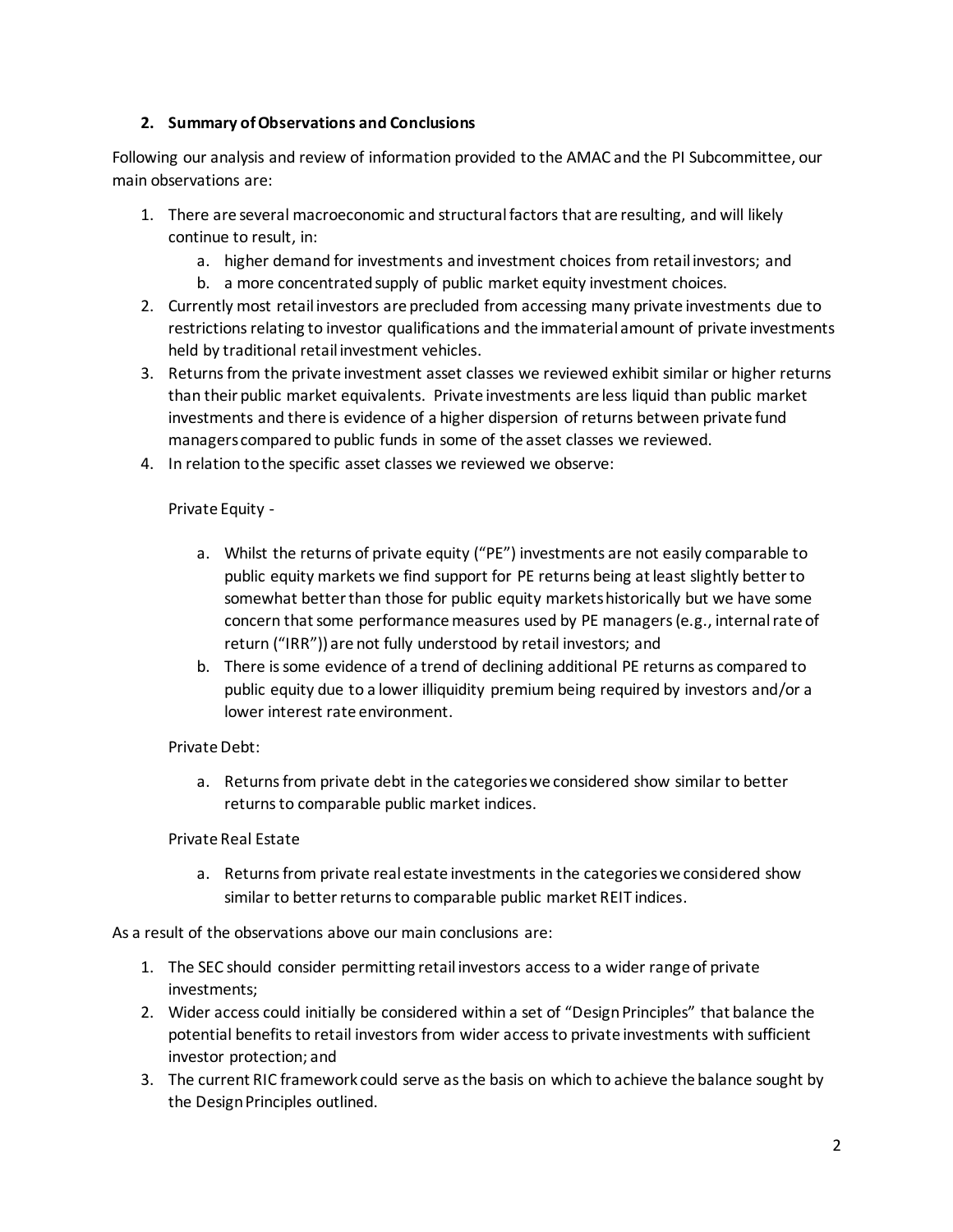## 2. Summary of Observations and Conclusions

Following our analysis and review of information provided to the AMAC and the PI Subcommittee, our main observations are:

1. There are several macroeconomic and structural factors that are resulting, and will likely continue to result, in:
   a. higher demand for investments and investment choices from retail investors; and
   b. a more concentrated supply of public market equity investment choices.
2. Currently most retail investors are precluded from accessing many private investments due to restrictions relating to investor qualifications and the immaterial amount of private investments held by traditional retail investment vehicles.
3. Returns from the private investment asset classes we reviewed exhibit similar or higher returns than their public market equivalents. Private investments are less liquid than public market investments and there is evidence of a higher dispersion of returns between private fund managers compared to public funds in some of the asset classes we reviewed.
4. In relation to the specific asset classes we reviewed we observe:

   Private Equity -

   a. Whilst the returns of private equity ("PE") investments are not easily comparable to public equity markets we find support for PE returns being at least slightly better to somewhat better than those for public equity markets historically but we have some concern that some performance measures used by PE managers (e.g., internal rate of return ("IRR")) are not fully understood by retail investors; and
   b. There is some evidence of a trend of declining additional PE returns as compared to public equity due to a lower illiquidity premium being required by investors and/or a lower interest rate environment.

   Private Debt:

   a. Returns from private debt in the categories we considered show similar to better returns to comparable public market indices.

   Private Real Estate

   a. Returns from private real estate investments in the categories we considered show similar to better returns to comparable public market REIT indices.

As a result of the observations above our main conclusions are:

1. The SEC should consider permitting retail investors access to a wider range of private investments;
2. Wider access could initially be considered within a set of "Design Principles" that balance the potential benefits to retail investors from wider access to private investments with sufficient investor protection; and
3. The current RIC framework could serve as the basis on which to achieve the balance sought by the Design Principles outlined.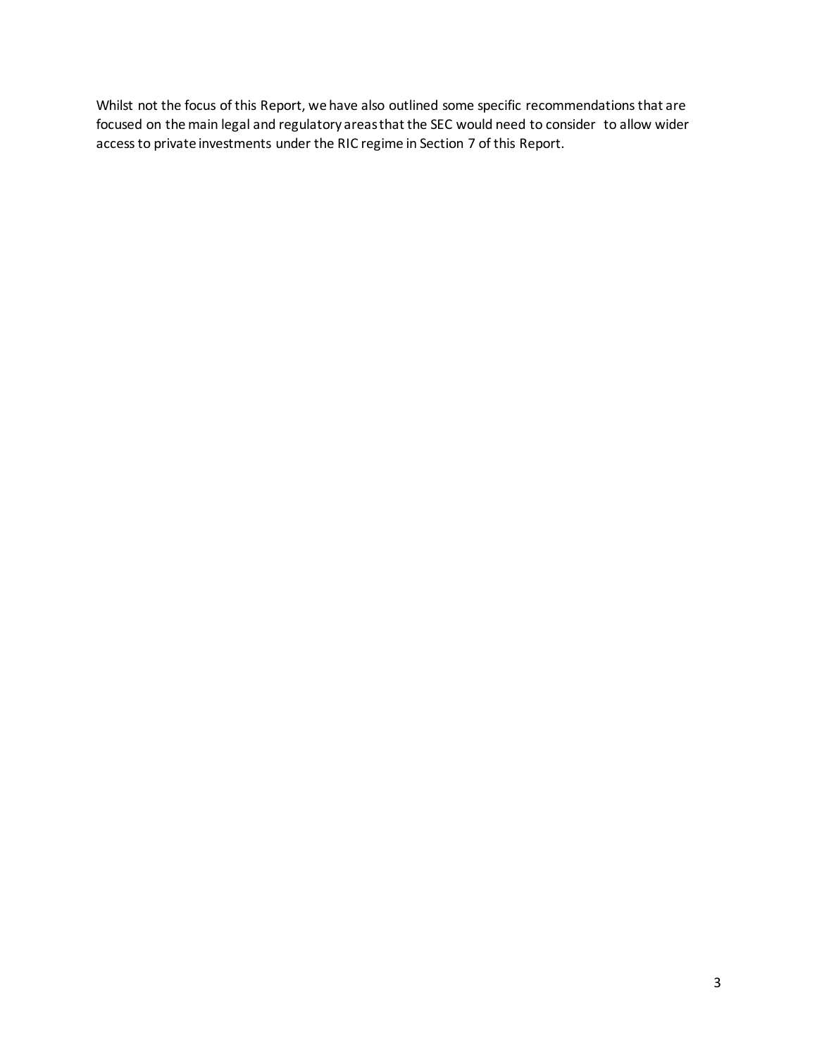Whilst not the focus of this Report, we have also outlined some specific recommendations that are focused on the main legal and regulatory areas that the SEC would need to consider to allow wider access to private investments under the RIC regime in Section 7 of this Report.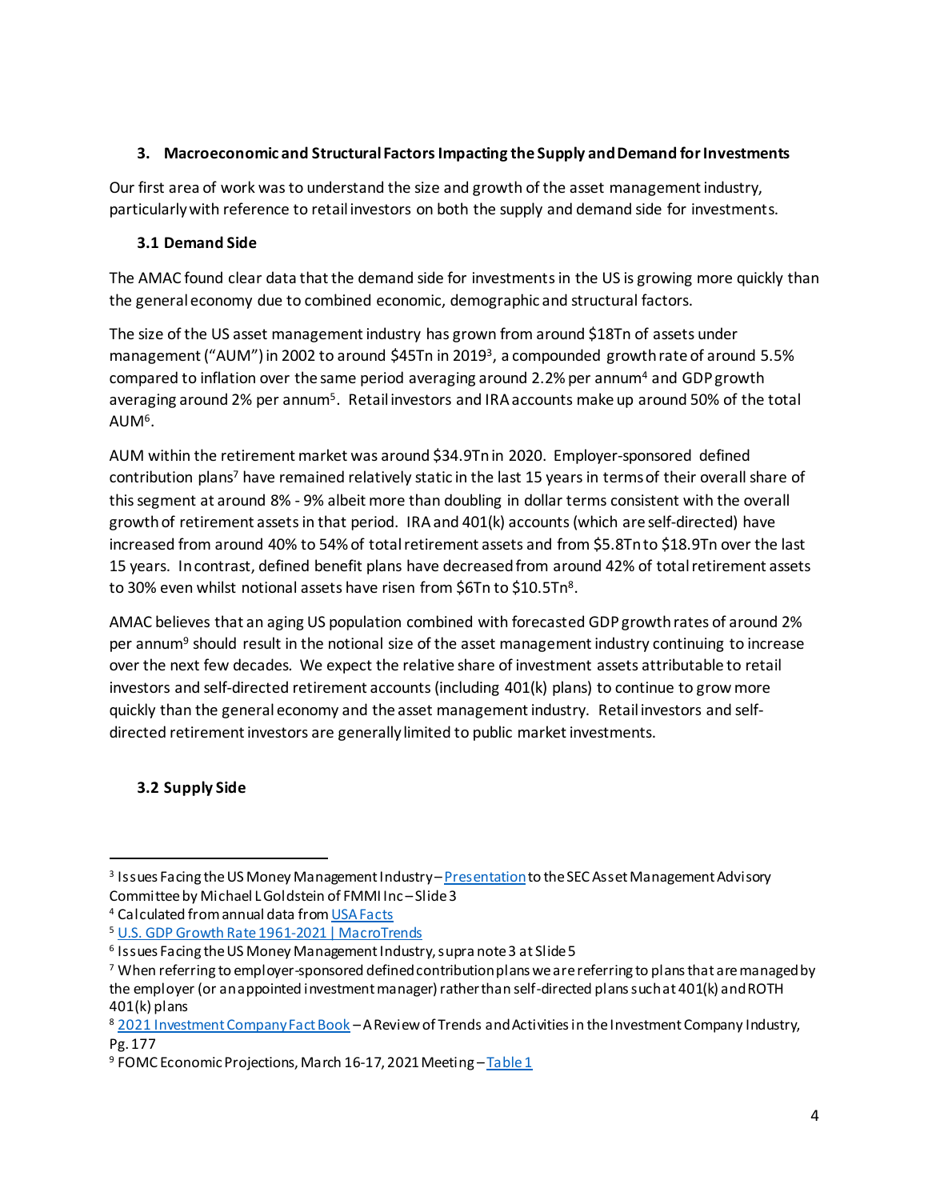### 3. Macroeconomic and Structural Factors Impacting the Supply and Demand for Investments

Our first area of work was to understand the size and growth of the asset management industry, particularly with reference to retail investors on both the supply and demand side for investments.

#### 3.1 Demand Side

The AMAC found clear data that the demand side for investments in the US is growing more quickly than the general economy due to combined economic, demographic and structural factors.

The size of the US asset management industry has grown from around $18Tn of assets under management ("AUM") in 2002 to around $45Tn in 2019[3], a compounded growth rate of around 5.5% compared to inflation over the same period averaging around 2.2% per annum[4] and GDP growth averaging around 2% per annum[5]. Retail investors and IRA accounts make up around 50% of the total AUM[6].

AUM within the retirement market was around $34.9Tn in 2020. Employer-sponsored defined contribution plans[7] have remained relatively static in the last 15 years in terms of their overall share of this segment at around 8% - 9% albeit more than doubling in dollar terms consistent with the overall growth of retirement assets in that period. IRA and 401(k) accounts (which are self-directed) have increased from around 40% to 54% of total retirement assets and from $5.8Tn to $18.9Tn over the last 15 years. In contrast, defined benefit plans have decreased from around 42% of total retirement assets to 30% even whilst notional assets have risen from $6Tn to $10.5Tn[8].

AMAC believes that an aging US population combined with forecasted GDP growth rates of around 2% per annum[9] should result in the notional size of the asset management industry continuing to increase over the next few decades. We expect the relative share of investment assets attributable to retail investors and self-directed retirement accounts (including 401(k) plans) to continue to grow more quickly than the general economy and the asset management industry. Retail investors and self-directed retirement investors are generally limited to public market investments.

#### 3.2 Supply Side

---

[3] Issues Facing the US Money Management Industry – Presentation to the SEC Asset Management Advisory Committee by Michael L Goldstein of FMMI Inc – Slide 3

[4] Calculated from annual data from USA Facts

[5] U.S. GDP Growth Rate 1961-2021 | MacroTrends

[6] Issues Facing the US Money Management Industry, supra note 3 at Slide 5

[7] When referring to employer-sponsored defined contribution plans we are referring to plans that are managed by the employer (or an appointed investment manager) rather than self-directed plans such at 401(k) and ROTH 401(k) plans

[8] 2021 Investment Company Fact Book – A Review of Trends and Activities in the Investment Company Industry, Pg. 177

[9] FOMC Economic Projections, March 16-17, 2021 Meeting – Table 1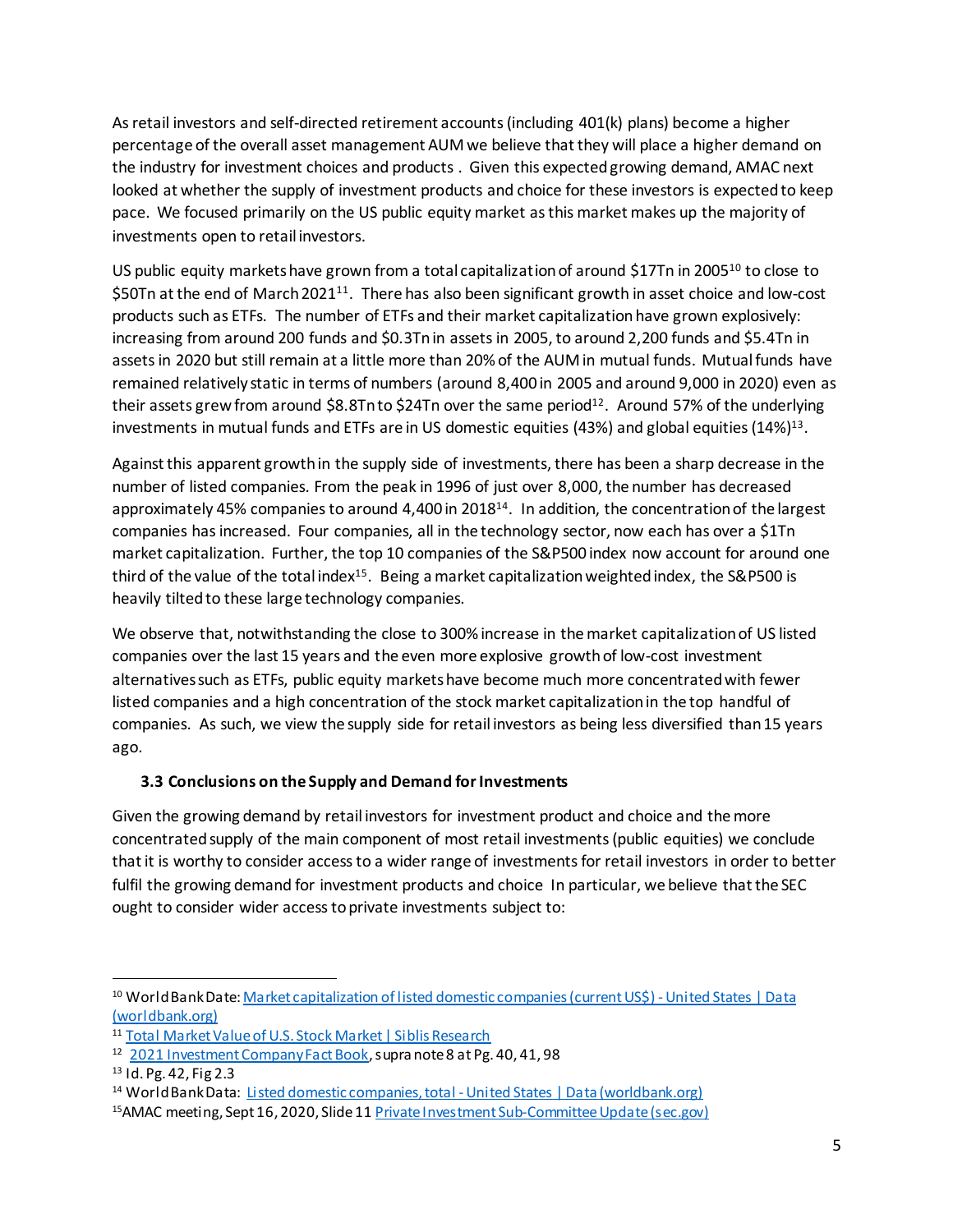As retail investors and self-directed retirement accounts (including 401(k) plans) become a higher percentage of the overall asset management AUM we believe that they will place a higher demand on the industry for investment choices and products . Given this expected growing demand, AMAC next looked at whether the supply of investment products and choice for these investors is expected to keep pace. We focused primarily on the US public equity market as this market makes up the majority of investments open to retail investors.

US public equity markets have grown from a total capitalization of around $17Tn in 2005[10] to close to $50Tn at the end of March 2021[11]. There has also been significant growth in asset choice and low-cost products such as ETFs. The number of ETFs and their market capitalization have grown explosively: increasing from around 200 funds and $0.3Tn in assets in 2005, to around 2,200 funds and $5.4Tn in assets in 2020 but still remain at a little more than 20% of the AUM in mutual funds. Mutual funds have remained relatively static in terms of numbers (around 8,400 in 2005 and around 9,000 in 2020) even as their assets grew from around $8.8Tn to $24Tn over the same period[12]. Around 57% of the underlying investments in mutual funds and ETFs are in US domestic equities (43%) and global equities (14%)[13].

Against this apparent growth in the supply side of investments, there has been a sharp decrease in the number of listed companies. From the peak in 1996 of just over 8,000, the number has decreased approximately 45% companies to around 4,400 in 2018[14]. In addition, the concentration of the largest companies has increased. Four companies, all in the technology sector, now each has over a $1Tn market capitalization. Further, the top 10 companies of the S&P500 index now account for around one third of the value of the total index[15]. Being a market capitalization weighted index, the S&P500 is heavily tilted to these large technology companies.

We observe that, notwithstanding the close to 300% increase in the market capitalization of US listed companies over the last 15 years and the even more explosive growth of low-cost investment alternatives such as ETFs, public equity markets have become much more concentrated with fewer listed companies and a high concentration of the stock market capitalization in the top handful of companies. As such, we view the supply side for retail investors as being less diversified than 15 years ago.

### 3.3 Conclusions on the Supply and Demand for Investments

Given the growing demand by retail investors for investment product and choice and the more concentrated supply of the main component of most retail investments (public equities) we conclude that it is worthy to consider access to a wider range of investments for retail investors in order to better fulfil the growing demand for investment products and choice In particular, we believe that the SEC ought to consider wider access to private investments subject to:

---

[10] World Bank Date: Market capitalization of listed domestic companies (current US$) - United States | Data (worldbank.org)

[11] Total Market Value of U.S. Stock Market | Siblis Research

[12] 2021 Investment Company Fact Book, supra note 8 at Pg. 40, 41, 98

[13] Id. Pg. 42, Fig 2.3

[14] World Bank Data: Listed domestic companies, total - United States | Data (worldbank.org)

[15] AMAC meeting, Sept 16, 2020, Slide 11 Private Investment Sub-Committee Update (sec.gov)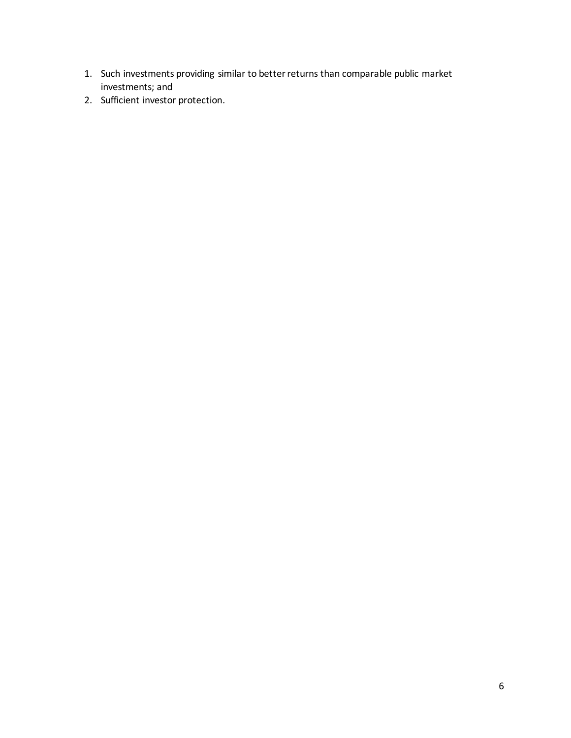1. Such investments providing similar to better returns than comparable public market investments; and
2. Sufficient investor protection.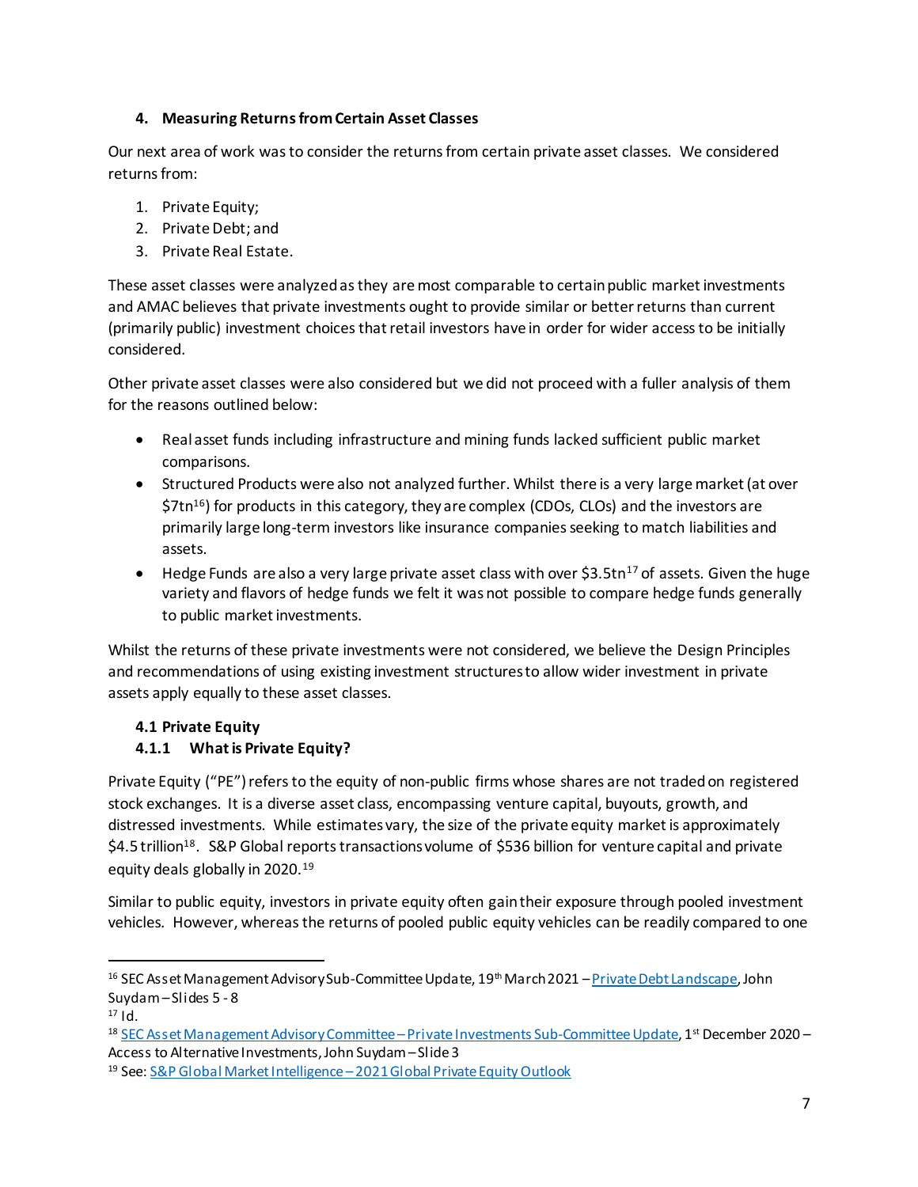### 4. Measuring Returns from Certain Asset Classes

Our next area of work was to consider the returns from certain private asset classes. We considered returns from:

1. Private Equity;
2. Private Debt; and
3. Private Real Estate.

These asset classes were analyzed as they are most comparable to certain public market investments and AMAC believes that private investments ought to provide similar or better returns than current (primarily public) investment choices that retail investors have in order for wider access to be initially considered.

Other private asset classes were also considered but we did not proceed with a fuller analysis of them for the reasons outlined below:

- Real asset funds including infrastructure and mining funds lacked sufficient public market comparisons.
- Structured Products were also not analyzed further. Whilst there is a very large market (at over $7tn[16]) for products in this category, they are complex (CDOs, CLOs) and the investors are primarily large long-term investors like insurance companies seeking to match liabilities and assets.
- Hedge Funds are also a very large private asset class with over $3.5tn[17] of assets. Given the huge variety and flavors of hedge funds we felt it was not possible to compare hedge funds generally to public market investments.

Whilst the returns of these private investments were not considered, we believe the Design Principles and recommendations of using existing investment structures to allow wider investment in private assets apply equally to these asset classes.

#### 4.1 Private Equity

#### 4.1.1 What is Private Equity?

Private Equity ("PE") refers to the equity of non-public firms whose shares are not traded on registered stock exchanges. It is a diverse asset class, encompassing venture capital, buyouts, growth, and distressed investments. While estimates vary, the size of the private equity market is approximately $4.5 trillion[18]. S&P Global reports transactions volume of $536 billion for venture capital and private equity deals globally in 2020.[19]

Similar to public equity, investors in private equity often gain their exposure through pooled investment vehicles. However, whereas the returns of pooled public equity vehicles can be readily compared to one

---

[16] SEC Asset Management Advisory Sub-Committee Update, 19th March 2021 – Private Debt Landscape, John Suydam – Slides 5 - 8

[17] Id.

[18] SEC Asset Management Advisory Committee – Private Investments Sub-Committee Update, 1st December 2020 – Access to Alternative Investments, John Suydam – Slide 3

[19] See: S&P Global Market Intelligence – 2021 Global Private Equity Outlook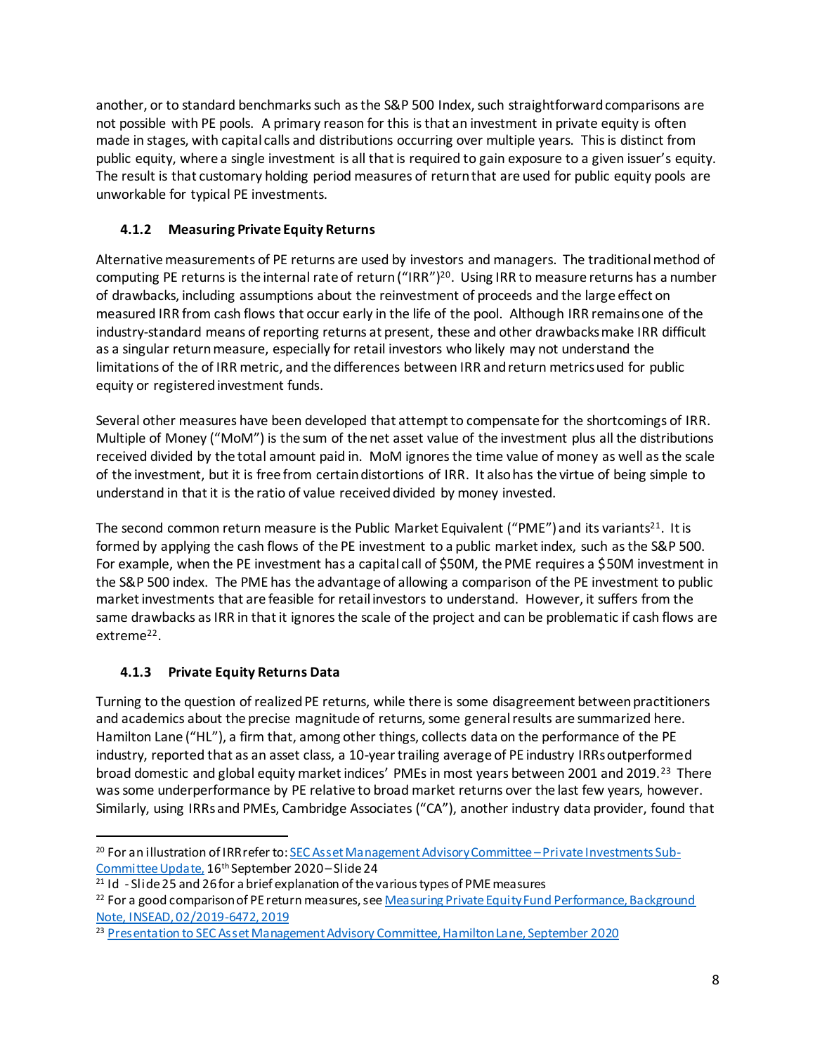another, or to standard benchmarks such as the S&P 500 Index, such straightforward comparisons are not possible with PE pools. A primary reason for this is that an investment in private equity is often made in stages, with capital calls and distributions occurring over multiple years. This is distinct from public equity, where a single investment is all that is required to gain exposure to a given issuer's equity. The result is that customary holding period measures of return that are used for public equity pools are unworkable for typical PE investments.

### 4.1.2 Measuring Private Equity Returns

Alternative measurements of PE returns are used by investors and managers. The traditional method of computing PE returns is the internal rate of return ("IRR")[20]. Using IRR to measure returns has a number of drawbacks, including assumptions about the reinvestment of proceeds and the large effect on measured IRR from cash flows that occur early in the life of the pool. Although IRR remains one of the industry-standard means of reporting returns at present, these and other drawbacks make IRR difficult as a singular return measure, especially for retail investors who likely may not understand the limitations of the of IRR metric, and the differences between IRR and return metrics used for public equity or registered investment funds.

Several other measures have been developed that attempt to compensate for the shortcomings of IRR. Multiple of Money ("MoM") is the sum of the net asset value of the investment plus all the distributions received divided by the total amount paid in. MoM ignores the time value of money as well as the scale of the investment, but it is free from certain distortions of IRR. It also has the virtue of being simple to understand in that it is the ratio of value received divided by money invested.

The second common return measure is the Public Market Equivalent ("PME") and its variants[21]. It is formed by applying the cash flows of the PE investment to a public market index, such as the S&P 500. For example, when the PE investment has a capital call of $50M, the PME requires a $50M investment in the S&P 500 index. The PME has the advantage of allowing a comparison of the PE investment to public market investments that are feasible for retail investors to understand. However, it suffers from the same drawbacks as IRR in that it ignores the scale of the project and can be problematic if cash flows are extreme[22].

### 4.1.3 Private Equity Returns Data

Turning to the question of realized PE returns, while there is some disagreement between practitioners and academics about the precise magnitude of returns, some general results are summarized here. Hamilton Lane ("HL"), a firm that, among other things, collects data on the performance of the PE industry, reported that as an asset class, a 10-year trailing average of PE industry IRRs outperformed broad domestic and global equity market indices' PMEs in most years between 2001 and 2019.[23] There was some underperformance by PE relative to broad market returns over the last few years, however. Similarly, using IRRs and PMEs, Cambridge Associates ("CA"), another industry data provider, found that

---

[20] For an illustration of IRR refer to: SEC Asset Management Advisory Committee – Private Investments Sub-Committee Update, 16th September 2020 – Slide 24

[21] Id - Slide 25 and 26 for a brief explanation of the various types of PME measures

[22] For a good comparison of PE return measures, see Measuring Private Equity Fund Performance, Background Note, INSEAD, 02/2019-6472, 2019

[23] Presentation to SEC Asset Management Advisory Committee, Hamilton Lane, September 2020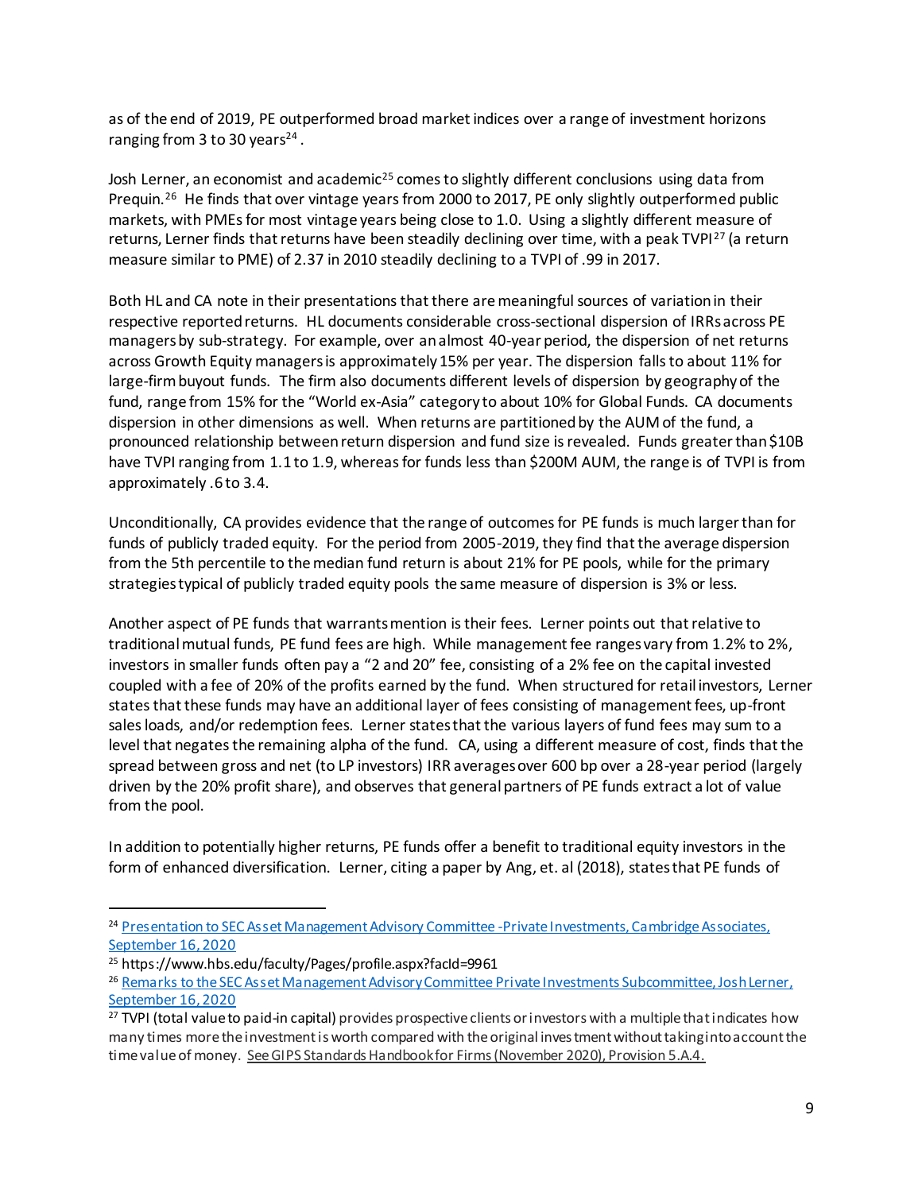as of the end of 2019, PE outperformed broad market indices over a range of investment horizons ranging from 3 to 30 years[24].

Josh Lerner, an economist and academic[25] comes to slightly different conclusions using data from Prequin.[26] He finds that over vintage years from 2000 to 2017, PE only slightly outperformed public markets, with PMEs for most vintage years being close to 1.0. Using a slightly different measure of returns, Lerner finds that returns have been steadily declining over time, with a peak TVPI[27] (a return measure similar to PME) of 2.37 in 2010 steadily declining to a TVPI of .99 in 2017.

Both HL and CA note in their presentations that there are meaningful sources of variation in their respective reported returns. HL documents considerable cross-sectional dispersion of IRRs across PE managers by sub-strategy. For example, over an almost 40-year period, the dispersion of net returns across Growth Equity managers is approximately 15% per year. The dispersion falls to about 11% for large-firm buyout funds. The firm also documents different levels of dispersion by geography of the fund, range from 15% for the "World ex-Asia" category to about 10% for Global Funds. CA documents dispersion in other dimensions as well. When returns are partitioned by the AUM of the fund, a pronounced relationship between return dispersion and fund size is revealed. Funds greater than $10B have TVPI ranging from 1.1 to 1.9, whereas for funds less than $200M AUM, the range is of TVPI is from approximately .6 to 3.4.

Unconditionally, CA provides evidence that the range of outcomes for PE funds is much larger than for funds of publicly traded equity. For the period from 2005-2019, they find that the average dispersion from the 5th percentile to the median fund return is about 21% for PE pools, while for the primary strategies typical of publicly traded equity pools the same measure of dispersion is 3% or less.

Another aspect of PE funds that warrants mention is their fees. Lerner points out that relative to traditional mutual funds, PE fund fees are high. While management fee ranges vary from 1.2% to 2%, investors in smaller funds often pay a "2 and 20" fee, consisting of a 2% fee on the capital invested coupled with a fee of 20% of the profits earned by the fund. When structured for retail investors, Lerner states that these funds may have an additional layer of fees consisting of management fees, up-front sales loads, and/or redemption fees. Lerner states that the various layers of fund fees may sum to a level that negates the remaining alpha of the fund. CA, using a different measure of cost, finds that the spread between gross and net (to LP investors) IRR averages over 600 bp over a 28-year period (largely driven by the 20% profit share), and observes that general partners of PE funds extract a lot of value from the pool.

In addition to potentially higher returns, PE funds offer a benefit to traditional equity investors in the form of enhanced diversification. Lerner, citing a paper by Ang, et. al (2018), states that PE funds of

---

[24] Presentation to SEC Asset Management Advisory Committee -Private Investments, Cambridge Associates, September 16, 2020

[25] https://www.hbs.edu/faculty/Pages/profile.aspx?facId=9961

[26] Remarks to the SEC Asset Management Advisory Committee Private Investments Subcommittee, Josh Lerner, September 16, 2020

[27] TVPI (total value to paid-in capital) provides prospective clients or investors with a multiple that indicates how many times more the investment is worth compared with the original investment without taking into account the time value of money. See GIPS Standards Handbook for Firms (November 2020), Provision 5.A.4.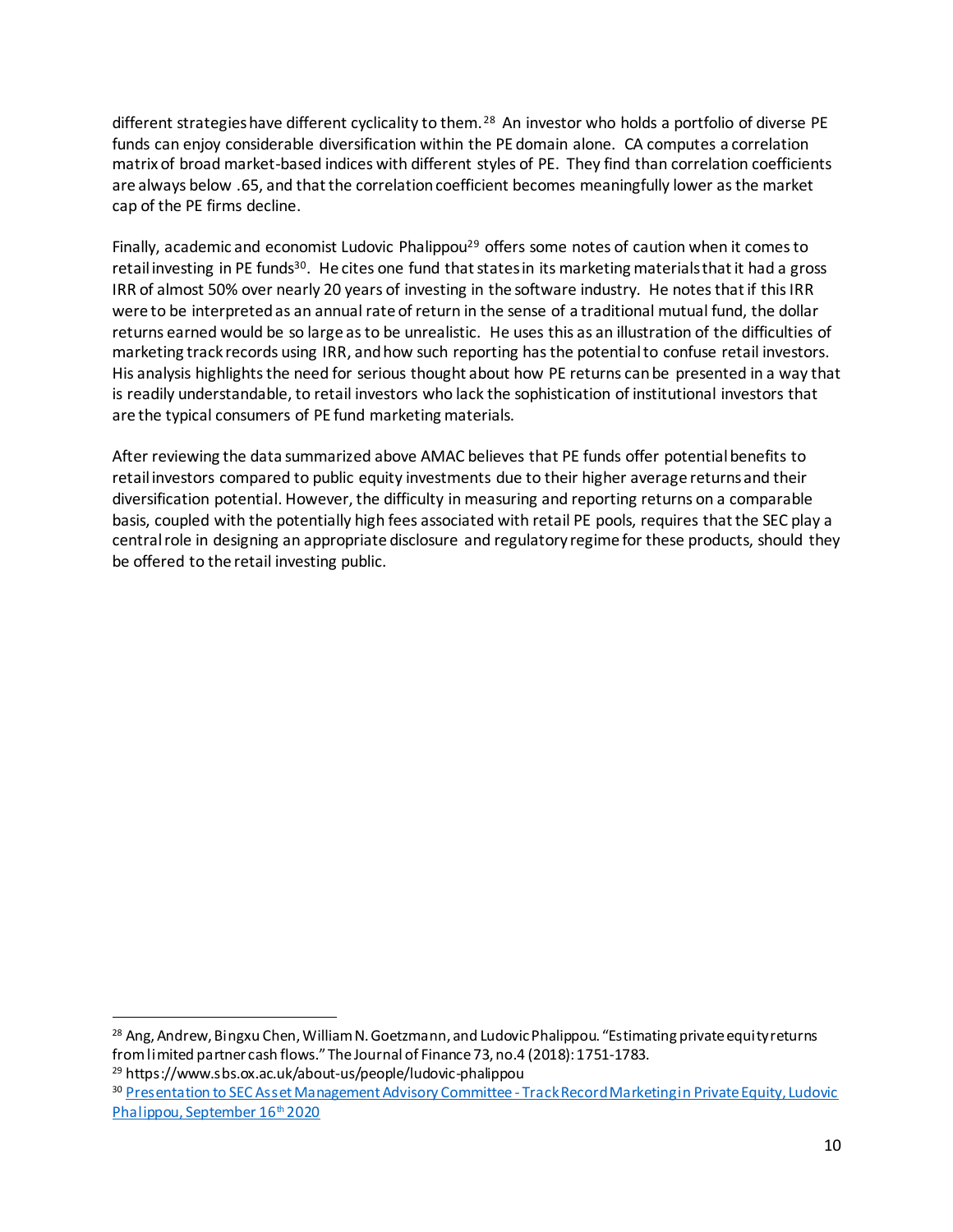different strategies have different cyclicality to them.[28] An investor who holds a portfolio of diverse PE funds can enjoy considerable diversification within the PE domain alone. CA computes a correlation matrix of broad market-based indices with different styles of PE. They find than correlation coefficients are always below .65, and that the correlation coefficient becomes meaningfully lower as the market cap of the PE firms decline.

Finally, academic and economist Ludovic Phalippou[29] offers some notes of caution when it comes to retail investing in PE funds[30]. He cites one fund that states in its marketing materials that it had a gross IRR of almost 50% over nearly 20 years of investing in the software industry. He notes that if this IRR were to be interpreted as an annual rate of return in the sense of a traditional mutual fund, the dollar returns earned would be so large as to be unrealistic. He uses this as an illustration of the difficulties of marketing track records using IRR, and how such reporting has the potential to confuse retail investors. His analysis highlights the need for serious thought about how PE returns can be presented in a way that is readily understandable, to retail investors who lack the sophistication of institutional investors that are the typical consumers of PE fund marketing materials.

After reviewing the data summarized above AMAC believes that PE funds offer potential benefits to retail investors compared to public equity investments due to their higher average returns and their diversification potential. However, the difficulty in measuring and reporting returns on a comparable basis, coupled with the potentially high fees associated with retail PE pools, requires that the SEC play a central role in designing an appropriate disclosure and regulatory regime for these products, should they be offered to the retail investing public.

---

[28] Ang, Andrew, Bingxu Chen, William N. Goetzmann, and Ludovic Phalippou. "Estimating private equity returns from limited partner cash flows." The Journal of Finance 73, no.4 (2018): 1751-1783.

[29] https://www.sbs.ox.ac.uk/about-us/people/ludovic-phalippou

[30] Presentation to SEC Asset Management Advisory Committee - Track Record Marketing in Private Equity, Ludovic Phalippou, September 16th 2020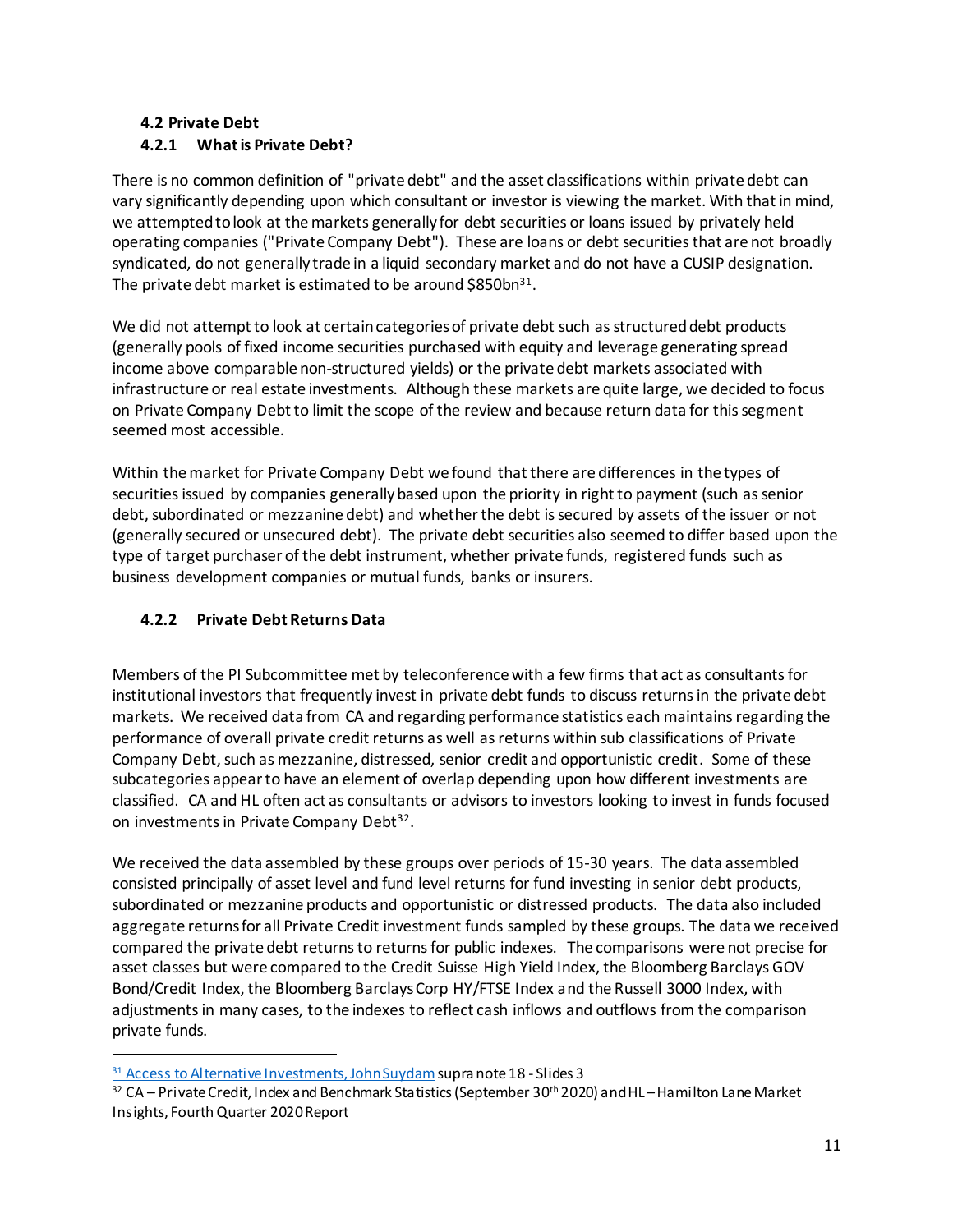### 4.2 Private Debt

#### 4.2.1 What is Private Debt?

There is no common definition of "private debt" and the asset classifications within private debt can vary significantly depending upon which consultant or investor is viewing the market. With that in mind, we attempted to look at the markets generally for debt securities or loans issued by privately held operating companies ("Private Company Debt"). These are loans or debt securities that are not broadly syndicated, do not generally trade in a liquid secondary market and do not have a CUSIP designation. The private debt market is estimated to be around $850bn[31].

We did not attempt to look at certain categories of private debt such as structured debt products (generally pools of fixed income securities purchased with equity and leverage generating spread income above comparable non-structured yields) or the private debt markets associated with infrastructure or real estate investments. Although these markets are quite large, we decided to focus on Private Company Debt to limit the scope of the review and because return data for this segment seemed most accessible.

Within the market for Private Company Debt we found that there are differences in the types of securities issued by companies generally based upon the priority in right to payment (such as senior debt, subordinated or mezzanine debt) and whether the debt is secured by assets of the issuer or not (generally secured or unsecured debt). The private debt securities also seemed to differ based upon the type of target purchaser of the debt instrument, whether private funds, registered funds such as business development companies or mutual funds, banks or insurers.

#### 4.2.2 Private Debt Returns Data

Members of the PI Subcommittee met by teleconference with a few firms that act as consultants for institutional investors that frequently invest in private debt funds to discuss returns in the private debt markets. We received data from CA and regarding performance statistics each maintains regarding the performance of overall private credit returns as well as returns within sub classifications of Private Company Debt, such as mezzanine, distressed, senior credit and opportunistic credit. Some of these subcategories appear to have an element of overlap depending upon how different investments are classified. CA and HL often act as consultants or advisors to investors looking to invest in funds focused on investments in Private Company Debt[32].

We received the data assembled by these groups over periods of 15-30 years. The data assembled consisted principally of asset level and fund level returns for fund investing in senior debt products, subordinated or mezzanine products and opportunistic or distressed products. The data also included aggregate returns for all Private Credit investment funds sampled by these groups. The data we received compared the private debt returns to returns for public indexes. The comparisons were not precise for asset classes but were compared to the Credit Suisse High Yield Index, the Bloomberg Barclays GOV Bond/Credit Index, the Bloomberg Barclays Corp HY/FTSE Index and the Russell 3000 Index, with adjustments in many cases, to the indexes to reflect cash inflows and outflows from the comparison private funds.

---

[31] Access to Alternative Investments, John Suydam supra note 18 - Slides 3

[32] CA – Private Credit, Index and Benchmark Statistics (September 30th 2020) and HL – Hamilton Lane Market Insights, Fourth Quarter 2020 Report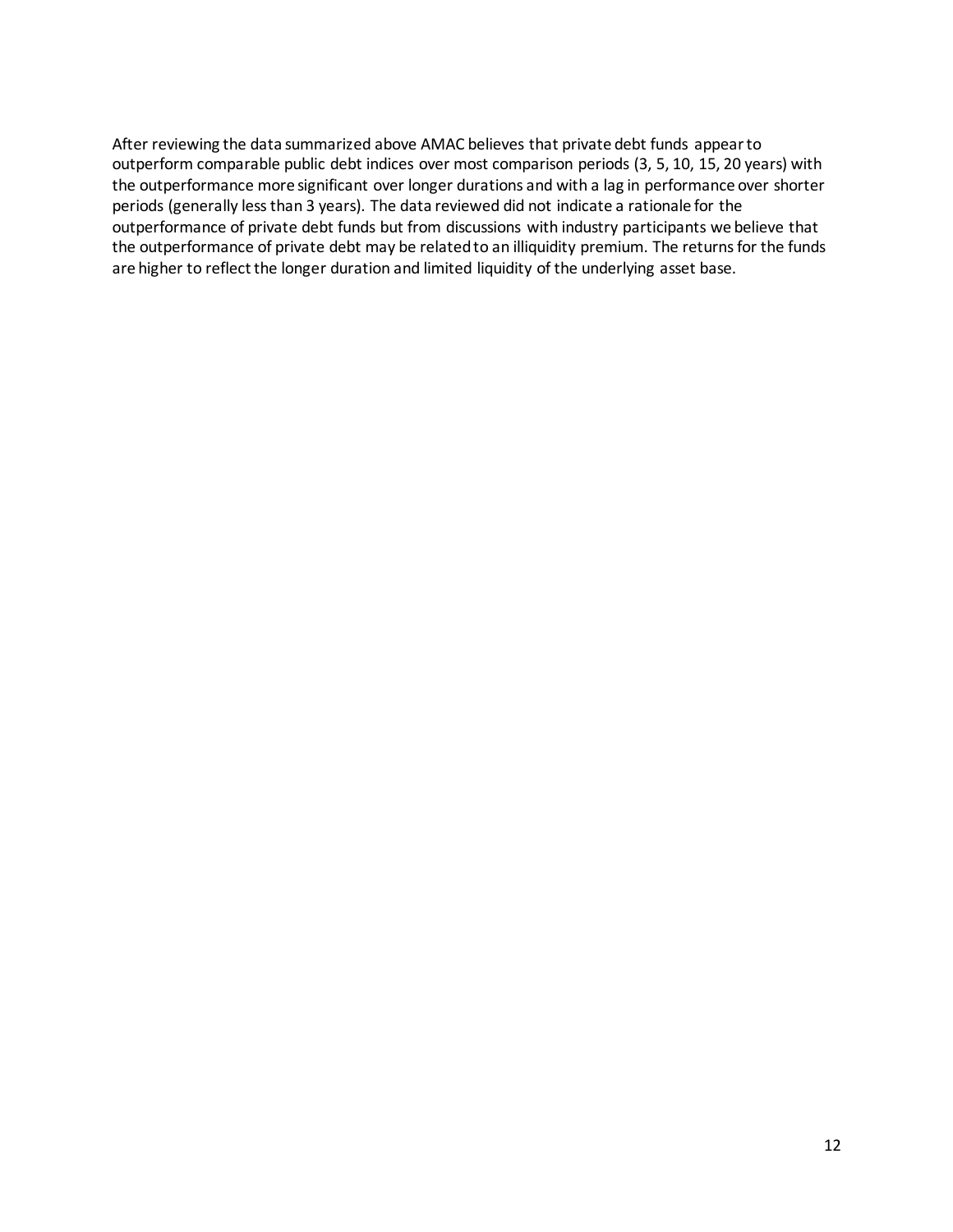After reviewing the data summarized above AMAC believes that private debt funds appear to outperform comparable public debt indices over most comparison periods (3, 5, 10, 15, 20 years) with the outperformance more significant over longer durations and with a lag in performance over shorter periods (generally less than 3 years). The data reviewed did not indicate a rationale for the outperformance of private debt funds but from discussions with industry participants we believe that the outperformance of private debt may be related to an illiquidity premium. The returns for the funds are higher to reflect the longer duration and limited liquidity of the underlying asset base.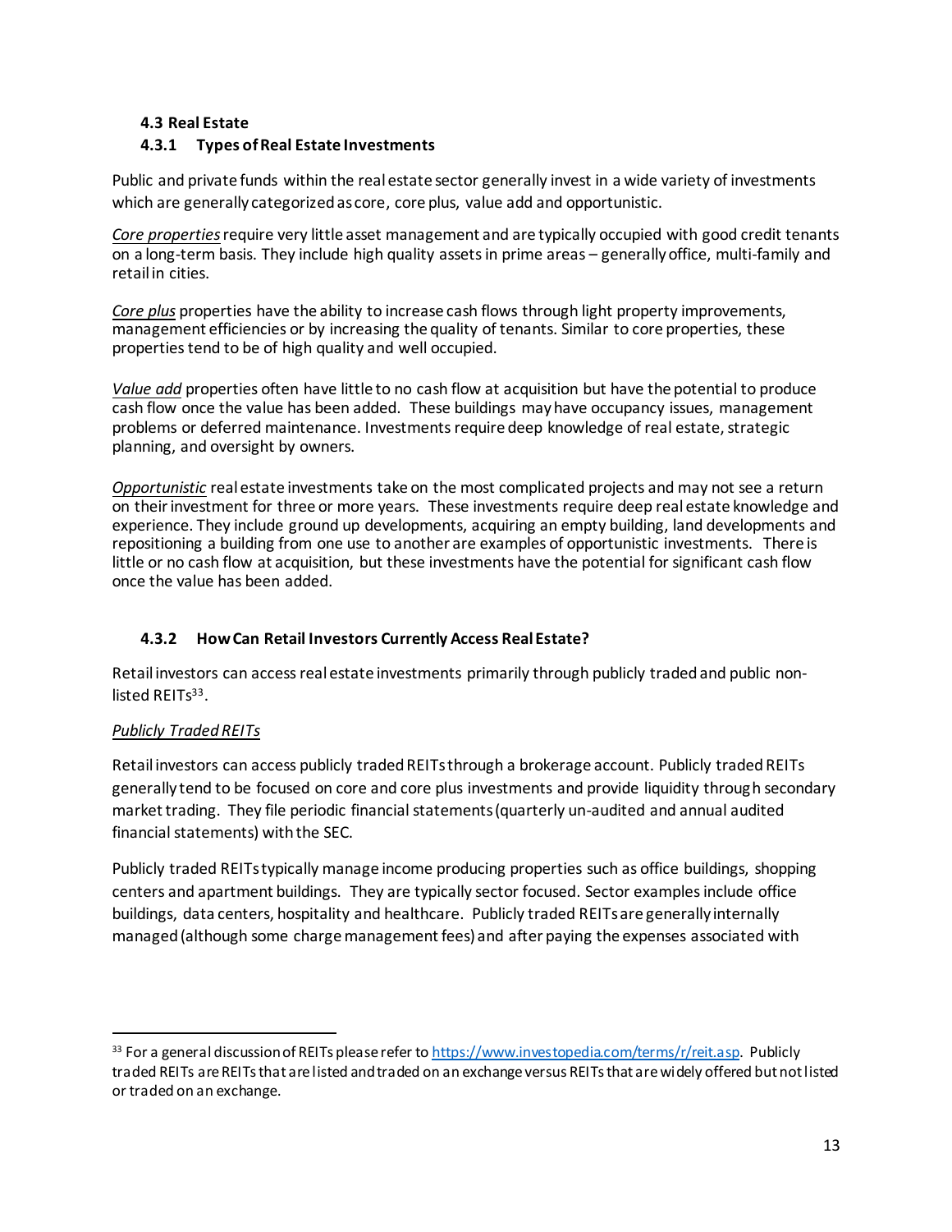### 4.3 Real Estate

### 4.3.1 Types of Real Estate Investments

Public and private funds within the real estate sector generally invest in a wide variety of investments which are generally categorized as core, core plus, value add and opportunistic.

*Core properties* require very little asset management and are typically occupied with good credit tenants on a long-term basis. They include high quality assets in prime areas – generally office, multi-family and retail in cities.

*Core plus* properties have the ability to increase cash flows through light property improvements, management efficiencies or by increasing the quality of tenants. Similar to core properties, these properties tend to be of high quality and well occupied.

*Value add* properties often have little to no cash flow at acquisition but have the potential to produce cash flow once the value has been added. These buildings may have occupancy issues, management problems or deferred maintenance. Investments require deep knowledge of real estate, strategic planning, and oversight by owners.

*Opportunistic* real estate investments take on the most complicated projects and may not see a return on their investment for three or more years. These investments require deep real estate knowledge and experience. They include ground up developments, acquiring an empty building, land developments and repositioning a building from one use to another are examples of opportunistic investments. There is little or no cash flow at acquisition, but these investments have the potential for significant cash flow once the value has been added.

### 4.3.2 How Can Retail Investors Currently Access Real Estate?

Retail investors can access real estate investments primarily through publicly traded and public non-listed REITs[33].

*Publicly Traded REITs*

Retail investors can access publicly traded REITs through a brokerage account. Publicly traded REITs generally tend to be focused on core and core plus investments and provide liquidity through secondary market trading. They file periodic financial statements (quarterly un-audited and annual audited financial statements) with the SEC.

Publicly traded REITs typically manage income producing properties such as office buildings, shopping centers and apartment buildings. They are typically sector focused. Sector examples include office buildings, data centers, hospitality and healthcare. Publicly traded REITs are generally internally managed (although some charge management fees) and after paying the expenses associated with

---

[33] For a general discussion of REITs please refer to https://www.investopedia.com/terms/r/reit.asp. Publicly traded REITs are REITs that are listed and traded on an exchange versus REITs that are widely offered but not listed or traded on an exchange.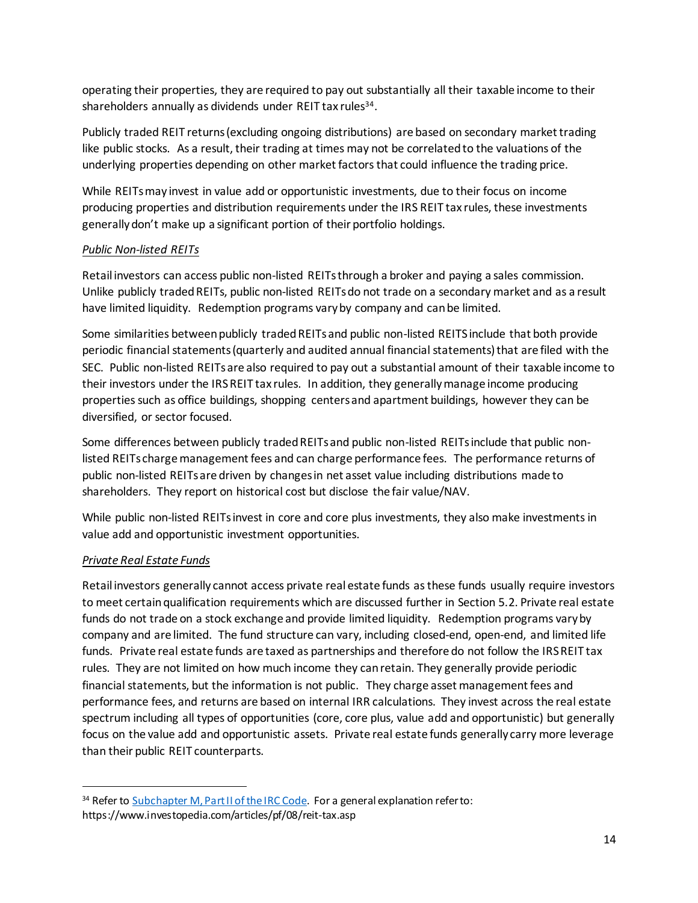operating their properties, they are required to pay out substantially all their taxable income to their shareholders annually as dividends under REIT tax rules[34].

Publicly traded REIT returns (excluding ongoing distributions) are based on secondary market trading like public stocks. As a result, their trading at times may not be correlated to the valuations of the underlying properties depending on other market factors that could influence the trading price.

While REITs may invest in value add or opportunistic investments, due to their focus on income producing properties and distribution requirements under the IRS REIT tax rules, these investments generally don't make up a significant portion of their portfolio holdings.

*Public Non-listed REITs*

Retail investors can access public non-listed REITs through a broker and paying a sales commission. Unlike publicly traded REITs, public non-listed REITs do not trade on a secondary market and as a result have limited liquidity. Redemption programs vary by company and can be limited.

Some similarities between publicly traded REITs and public non-listed REITS include that both provide periodic financial statements (quarterly and audited annual financial statements) that are filed with the SEC. Public non-listed REITs are also required to pay out a substantial amount of their taxable income to their investors under the IRS REIT tax rules. In addition, they generally manage income producing properties such as office buildings, shopping centers and apartment buildings, however they can be diversified, or sector focused.

Some differences between publicly traded REITs and public non-listed REITs include that public non-listed REITs charge management fees and can charge performance fees. The performance returns of public non-listed REITs are driven by changes in net asset value including distributions made to shareholders. They report on historical cost but disclose the fair value/NAV.

While public non-listed REITs invest in core and core plus investments, they also make investments in value add and opportunistic investment opportunities.

*Private Real Estate Funds*

Retail investors generally cannot access private real estate funds as these funds usually require investors to meet certain qualification requirements which are discussed further in Section 5.2. Private real estate funds do not trade on a stock exchange and provide limited liquidity. Redemption programs vary by company and are limited. The fund structure can vary, including closed-end, open-end, and limited life funds. Private real estate funds are taxed as partnerships and therefore do not follow the IRS REIT tax rules. They are not limited on how much income they can retain. They generally provide periodic financial statements, but the information is not public. They charge asset management fees and performance fees, and returns are based on internal IRR calculations. They invest across the real estate spectrum including all types of opportunities (core, core plus, value add and opportunistic) but generally focus on the value add and opportunistic assets. Private real estate funds generally carry more leverage than their public REIT counterparts.

---

[34] Refer to Subchapter M, Part II of the IRC Code. For a general explanation refer to: https://www.investopedia.com/articles/pf/08/reit-tax.asp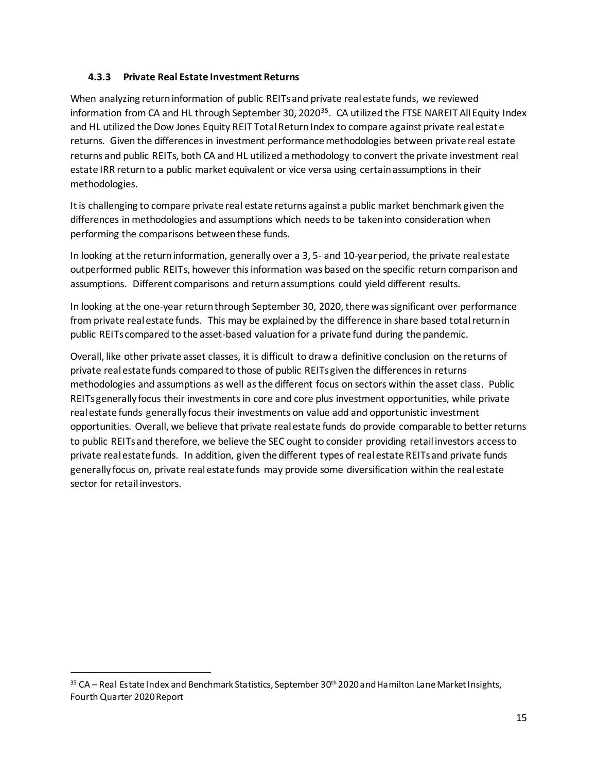### 4.3.3 Private Real Estate Investment Returns

When analyzing return information of public REITs and private real estate funds, we reviewed information from CA and HL through September 30, 2020[35]. CA utilized the FTSE NAREIT All Equity Index and HL utilized the Dow Jones Equity REIT Total Return Index to compare against private real estate returns. Given the differences in investment performance methodologies between private real estate returns and public REITs, both CA and HL utilized a methodology to convert the private investment real estate IRR return to a public market equivalent or vice versa using certain assumptions in their methodologies.

It is challenging to compare private real estate returns against a public market benchmark given the differences in methodologies and assumptions which needs to be taken into consideration when performing the comparisons between these funds.

In looking at the return information, generally over a 3, 5- and 10-year period, the private real estate outperformed public REITs, however this information was based on the specific return comparison and assumptions. Different comparisons and return assumptions could yield different results.

In looking at the one-year return through September 30, 2020, there was significant over performance from private real estate funds. This may be explained by the difference in share based total return in public REITs compared to the asset-based valuation for a private fund during the pandemic.

Overall, like other private asset classes, it is difficult to draw a definitive conclusion on the returns of private real estate funds compared to those of public REITs given the differences in returns methodologies and assumptions as well as the different focus on sectors within the asset class. Public REITs generally focus their investments in core and core plus investment opportunities, while private real estate funds generally focus their investments on value add and opportunistic investment opportunities. Overall, we believe that private real estate funds do provide comparable to better returns to public REITs and therefore, we believe the SEC ought to consider providing retail investors access to private real estate funds. In addition, given the different types of real estate REITs and private funds generally focus on, private real estate funds may provide some diversification within the real estate sector for retail investors.

---

[35] CA – Real Estate Index and Benchmark Statistics, September 30th 2020 and Hamilton Lane Market Insights, Fourth Quarter 2020 Report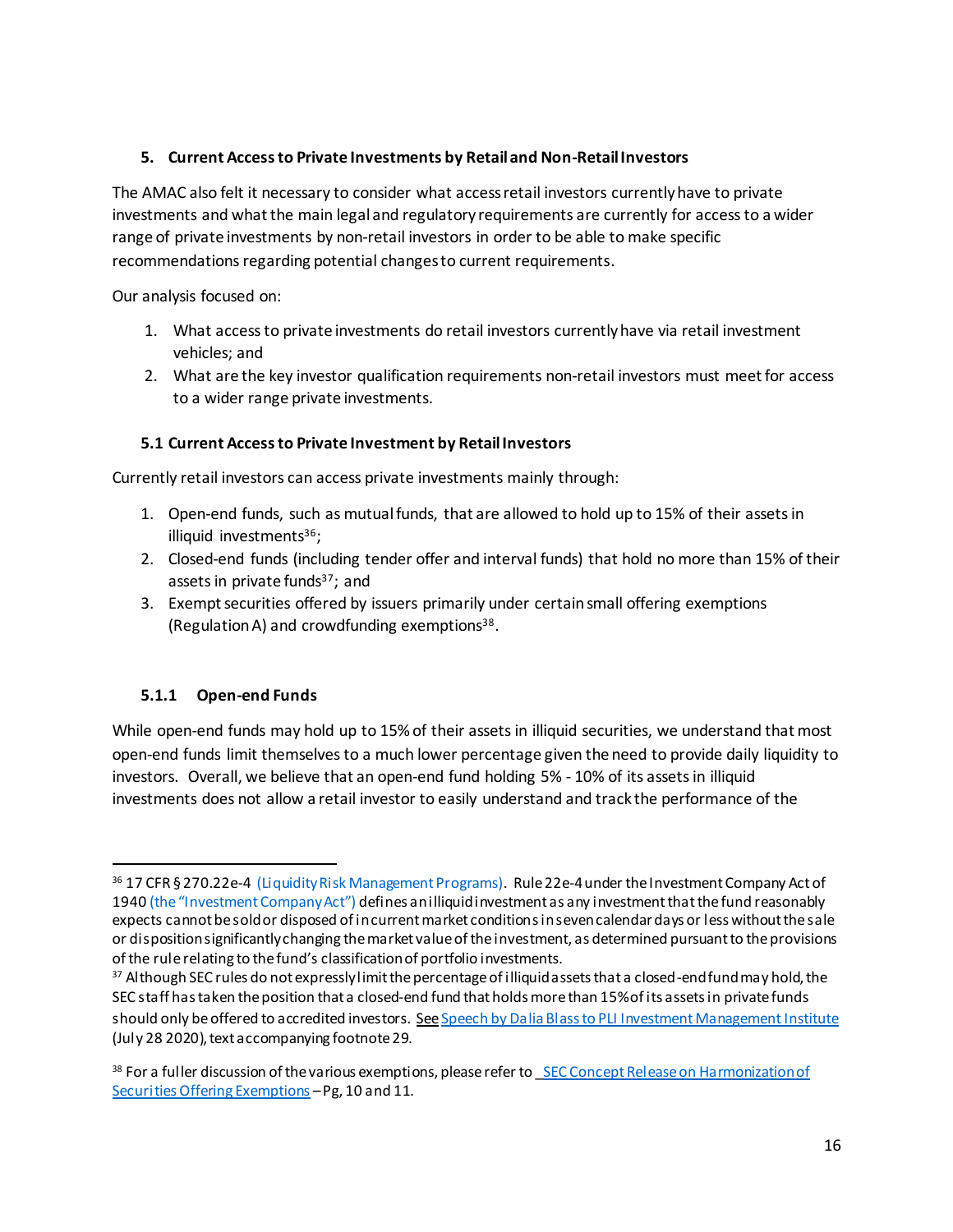### 5. Current Access to Private Investments by Retail and Non-Retail Investors

The AMAC also felt it necessary to consider what access retail investors currently have to private investments and what the main legal and regulatory requirements are currently for access to a wider range of private investments by non-retail investors in order to be able to make specific recommendations regarding potential changes to current requirements.

Our analysis focused on:

1. What access to private investments do retail investors currently have via retail investment vehicles; and
2. What are the key investor qualification requirements non-retail investors must meet for access to a wider range private investments.

#### 5.1 Current Access to Private Investment by Retail Investors

Currently retail investors can access private investments mainly through:

1. Open-end funds, such as mutual funds, that are allowed to hold up to 15% of their assets in illiquid investments[36];
2. Closed-end funds (including tender offer and interval funds) that hold no more than 15% of their assets in private funds[37]; and
3. Exempt securities offered by issuers primarily under certain small offering exemptions (Regulation A) and crowdfunding exemptions[38].

##### 5.1.1 Open-end Funds

While open-end funds may hold up to 15% of their assets in illiquid securities, we understand that most open-end funds limit themselves to a much lower percentage given the need to provide daily liquidity to investors. Overall, we believe that an open-end fund holding 5% - 10% of its assets in illiquid investments does not allow a retail investor to easily understand and track the performance of the

---

[36] 17 CFR § 270.22e-4 (Liquidity Risk Management Programs). Rule 22e-4 under the Investment Company Act of 1940 (the "Investment Company Act") defines an illiquid investment as any investment that the fund reasonably expects cannot be sold or disposed of in current market conditions in seven calendar days or less without the sale or disposition significantly changing the market value of the investment, as determined pursuant to the provisions of the rule relating to the fund's classification of portfolio investments.

[37] Although SEC rules do not expressly limit the percentage of illiquid assets that a closed-end fund may hold, the SEC staff has taken the position that a closed-end fund that holds more than 15% of its assets in private funds should only be offered to accredited investors. See Speech by Dalia Blass to PLI Investment Management Institute (July 28 2020), text accompanying footnote 29.

[38] For a fuller discussion of the various exemptions, please refer to SEC Concept Release on Harmonization of Securities Offering Exemptions – Pg, 10 and 11.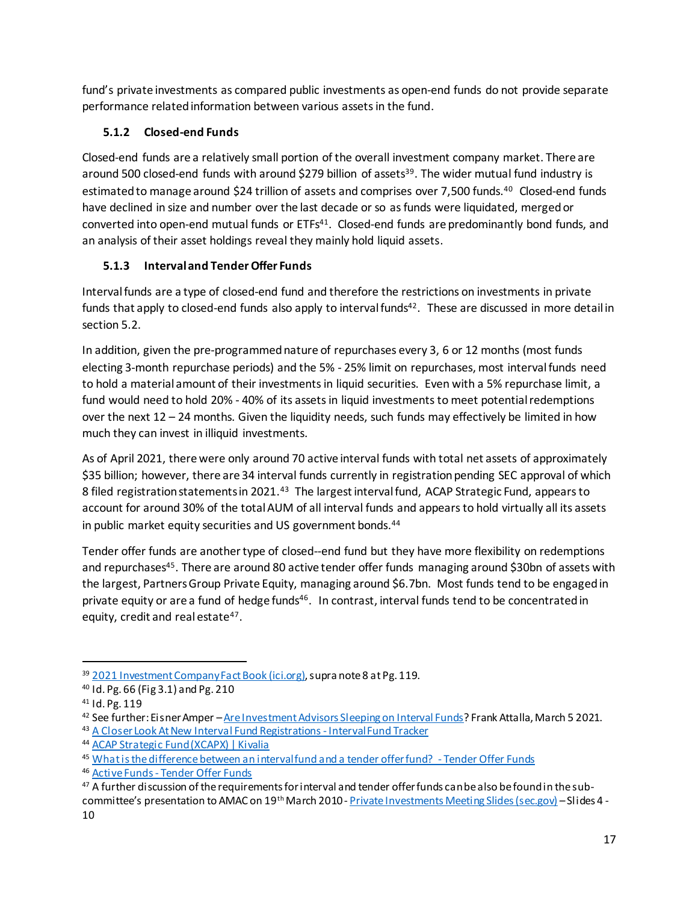fund's private investments as compared public investments as open-end funds do not provide separate performance related information between various assets in the fund.

### 5.1.2 Closed-end Funds

Closed-end funds are a relatively small portion of the overall investment company market. There are around 500 closed-end funds with around $279 billion of assets[39]. The wider mutual fund industry is estimated to manage around $24 trillion of assets and comprises over 7,500 funds.[40] Closed-end funds have declined in size and number over the last decade or so as funds were liquidated, merged or converted into open-end mutual funds or ETFs[41]. Closed-end funds are predominantly bond funds, and an analysis of their asset holdings reveal they mainly hold liquid assets.

### 5.1.3 Interval and Tender Offer Funds

Interval funds are a type of closed-end fund and therefore the restrictions on investments in private funds that apply to closed-end funds also apply to interval funds[42]. These are discussed in more detail in section 5.2.

In addition, given the pre-programmed nature of repurchases every 3, 6 or 12 months (most funds electing 3-month repurchase periods) and the 5% - 25% limit on repurchases, most interval funds need to hold a material amount of their investments in liquid securities. Even with a 5% repurchase limit, a fund would need to hold 20% - 40% of its assets in liquid investments to meet potential redemptions over the next 12 – 24 months. Given the liquidity needs, such funds may effectively be limited in how much they can invest in illiquid investments.

As of April 2021, there were only around 70 active interval funds with total net assets of approximately $35 billion; however, there are 34 interval funds currently in registration pending SEC approval of which 8 filed registration statements in 2021.[43] The largest interval fund, ACAP Strategic Fund, appears to account for around 30% of the total AUM of all interval funds and appears to hold virtually all its assets in public market equity securities and US government bonds.[44]

Tender offer funds are another type of closed--end fund but they have more flexibility on redemptions and repurchases[45]. There are around 80 active tender offer funds managing around $30bn of assets with the largest, Partners Group Private Equity, managing around $6.7bn. Most funds tend to be engaged in private equity or are a fund of hedge funds[46]. In contrast, interval funds tend to be concentrated in equity, credit and real estate[47].

---

[39] 2021 Investment Company Fact Book (ici.org), supra note 8 at Pg. 119.

[40] Id. Pg. 66 (Fig 3.1) and Pg. 210

[41] Id. Pg. 119

[42] See further: Eisner Amper – Are Investment Advisors Sleeping on Interval Funds? Frank Attalla, March 5 2021.

[43] A Closer Look At New Interval Fund Registrations - Interval Fund Tracker

[44] ACAP Strategic Fund (XCAPX) | Kivalia

[45] What is the difference between an interval fund and a tender offer fund? - Tender Offer Funds

[46] Active Funds - Tender Offer Funds

[47] A further discussion of the requirements for interval and tender offer funds can be also be found in the sub-committee's presentation to AMAC on 19th March 2010 - Private Investments Meeting Slides (sec.gov) – Slides 4 - 10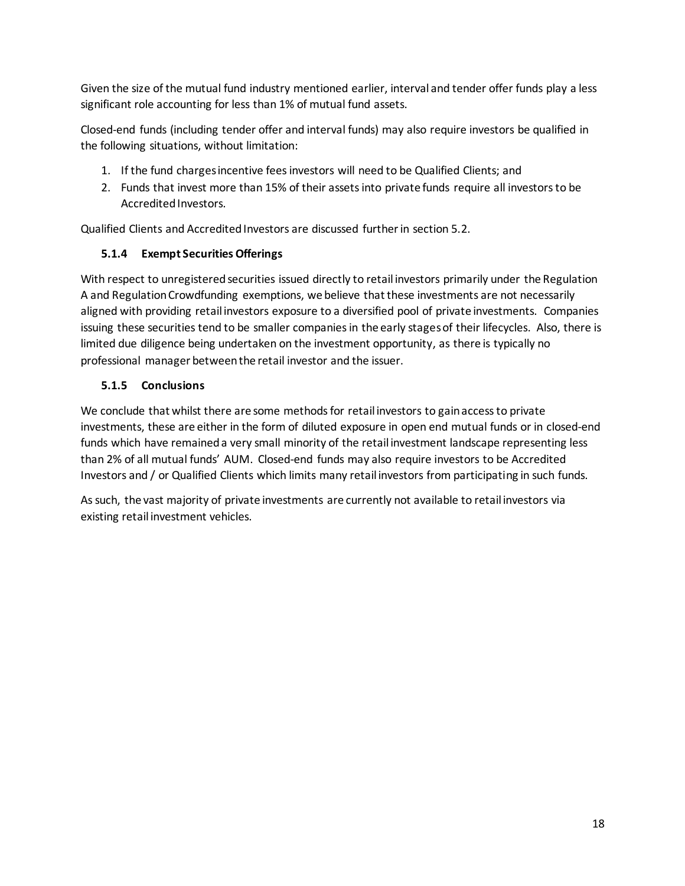Given the size of the mutual fund industry mentioned earlier, interval and tender offer funds play a less significant role accounting for less than 1% of mutual fund assets.

Closed-end funds (including tender offer and interval funds) may also require investors be qualified in the following situations, without limitation:

1. If the fund charges incentive fees investors will need to be Qualified Clients; and
2. Funds that invest more than 15% of their assets into private funds require all investors to be Accredited Investors.

Qualified Clients and Accredited Investors are discussed further in section 5.2.

### 5.1.4 Exempt Securities Offerings

With respect to unregistered securities issued directly to retail investors primarily under the Regulation A and Regulation Crowdfunding exemptions, we believe that these investments are not necessarily aligned with providing retail investors exposure to a diversified pool of private investments. Companies issuing these securities tend to be smaller companies in the early stages of their lifecycles. Also, there is limited due diligence being undertaken on the investment opportunity, as there is typically no professional manager between the retail investor and the issuer.

### 5.1.5 Conclusions

We conclude that whilst there are some methods for retail investors to gain access to private investments, these are either in the form of diluted exposure in open end mutual funds or in closed-end funds which have remained a very small minority of the retail investment landscape representing less than 2% of all mutual funds' AUM. Closed-end funds may also require investors to be Accredited Investors and / or Qualified Clients which limits many retail investors from participating in such funds.

As such, the vast majority of private investments are currently not available to retail investors via existing retail investment vehicles.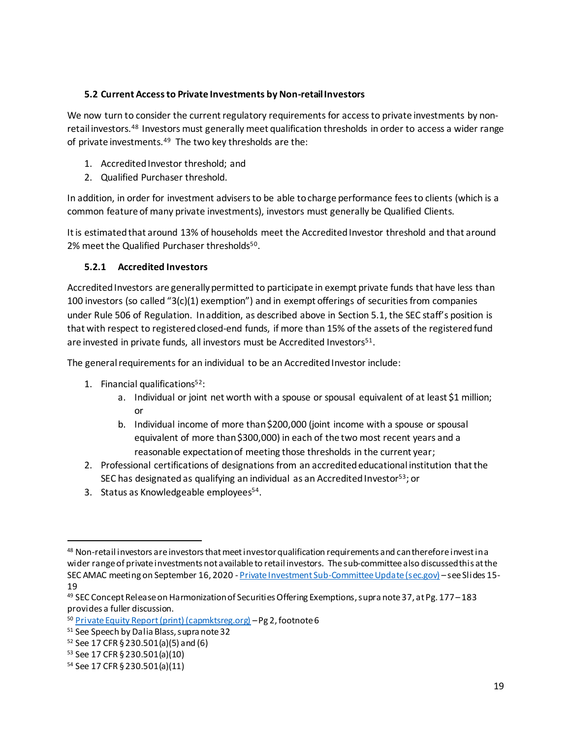### 5.2 Current Access to Private Investments by Non-retail Investors

We now turn to consider the current regulatory requirements for access to private investments by non-retail investors.[48] Investors must generally meet qualification thresholds in order to access a wider range of private investments.[49] The two key thresholds are the:

1. Accredited Investor threshold; and
2. Qualified Purchaser threshold.

In addition, in order for investment advisers to be able to charge performance fees to clients (which is a common feature of many private investments), investors must generally be Qualified Clients.

It is estimated that around 13% of households meet the Accredited Investor threshold and that around 2% meet the Qualified Purchaser thresholds[50].

#### 5.2.1 Accredited Investors

Accredited Investors are generally permitted to participate in exempt private funds that have less than 100 investors (so called "3(c)(1) exemption") and in exempt offerings of securities from companies under Rule 506 of Regulation. In addition, as described above in Section 5.1, the SEC staff's position is that with respect to registered closed-end funds, if more than 15% of the assets of the registered fund are invested in private funds, all investors must be Accredited Investors[51].

The general requirements for an individual to be an Accredited Investor include:

1. Financial qualifications[52]:
    a. Individual or joint net worth with a spouse or spousal equivalent of at least $1 million; or
    b. Individual income of more than $200,000 (joint income with a spouse or spousal equivalent of more than $300,000) in each of the two most recent years and a reasonable expectation of meeting those thresholds in the current year;
2. Professional certifications of designations from an accredited educational institution that the SEC has designated as qualifying an individual as an Accredited Investor[53]; or
3. Status as Knowledgeable employees[54].

---

[48] Non-retail investors are investors that meet investor qualification requirements and can therefore invest in a wider range of private investments not available to retail investors. The sub-committee also discussed this at the SEC AMAC meeting on September 16, 2020 - Private Investment Sub-Committee Update (sec.gov) – see Slides 15-19

[49] SEC Concept Release on Harmonization of Securities Offering Exemptions, supra note 37, at Pg. 177 – 183 provides a fuller discussion.

[50] Private Equity Report (print) (capmktsreg.org) – Pg 2, footnote 6

[51] See Speech by Dalia Blass, supra note 32

[52] See 17 CFR § 230.501(a)(5) and (6)

[53] See 17 CFR § 230.501(a)(10)

[54] See 17 CFR § 230.501(a)(11)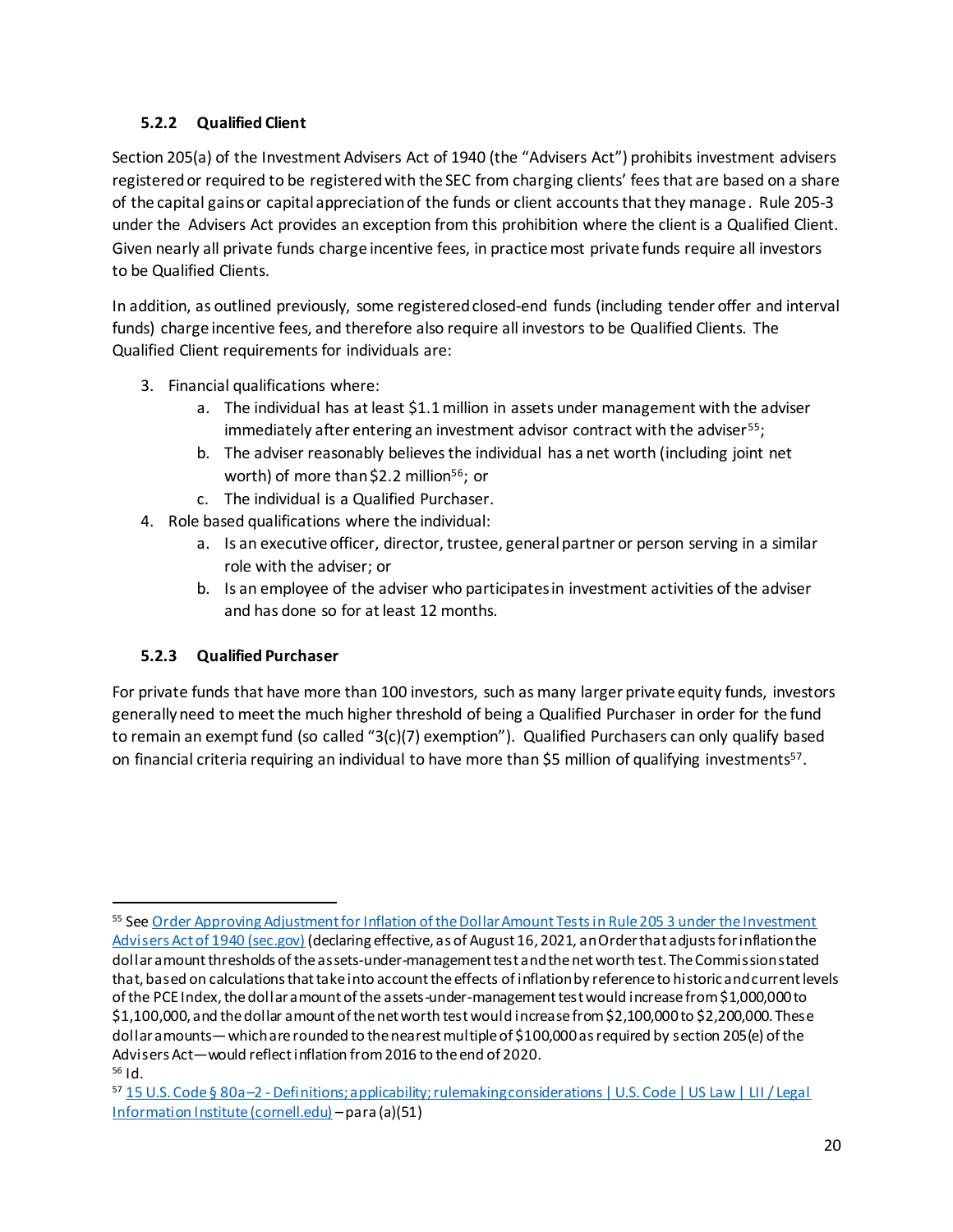### 5.2.2 Qualified Client

Section 205(a) of the Investment Advisers Act of 1940 (the "Advisers Act") prohibits investment advisers registered or required to be registered with the SEC from charging clients' fees that are based on a share of the capital gains or capital appreciation of the funds or client accounts that they manage. Rule 205-3 under the Advisers Act provides an exception from this prohibition where the client is a Qualified Client. Given nearly all private funds charge incentive fees, in practice most private funds require all investors to be Qualified Clients.

In addition, as outlined previously, some registered closed-end funds (including tender offer and interval funds) charge incentive fees, and therefore also require all investors to be Qualified Clients. The Qualified Client requirements for individuals are:

3. Financial qualifications where:
    a. The individual has at least $1.1 million in assets under management with the adviser immediately after entering an investment advisor contract with the adviser[55];
    b. The adviser reasonably believes the individual has a net worth (including joint net worth) of more than $2.2 million[56]; or
    c. The individual is a Qualified Purchaser.
4. Role based qualifications where the individual:
    a. Is an executive officer, director, trustee, general partner or person serving in a similar role with the adviser; or
    b. Is an employee of the adviser who participates in investment activities of the adviser and has done so for at least 12 months.

### 5.2.3 Qualified Purchaser

For private funds that have more than 100 investors, such as many larger private equity funds, investors generally need to meet the much higher threshold of being a Qualified Purchaser in order for the fund to remain an exempt fund (so called "3(c)(7) exemption"). Qualified Purchasers can only qualify based on financial criteria requiring an individual to have more than $5 million of qualifying investments[57].

---

[55] See Order Approving Adjustment for Inflation of the Dollar Amount Tests in Rule 205 3 under the Investment Advisers Act of 1940 (sec.gov) (declaring effective, as of August 16, 2021, an Order that adjusts for inflation the dollar amount thresholds of the assets-under-management test and the net worth test. The Commission stated that, based on calculations that take into account the effects of inflation by reference to historic and current levels of the PCE Index, the dollar amount of the assets-under-management test would increase from $1,000,000 to $1,100,000, and the dollar amount of the net worth test would increase from $2,100,000 to $2,200,000. These dollar amounts— which are rounded to the nearest multiple of $100,000 as required by section 205(e) of the Advisers Act—would reflect inflation from 2016 to the end of 2020.

[56] Id.

[57] 15 U.S. Code § 80a–2 - Definitions; applicability; rulemaking considerations | U.S. Code | US Law | LII / Legal Information Institute (cornell.edu) – para (a)(51)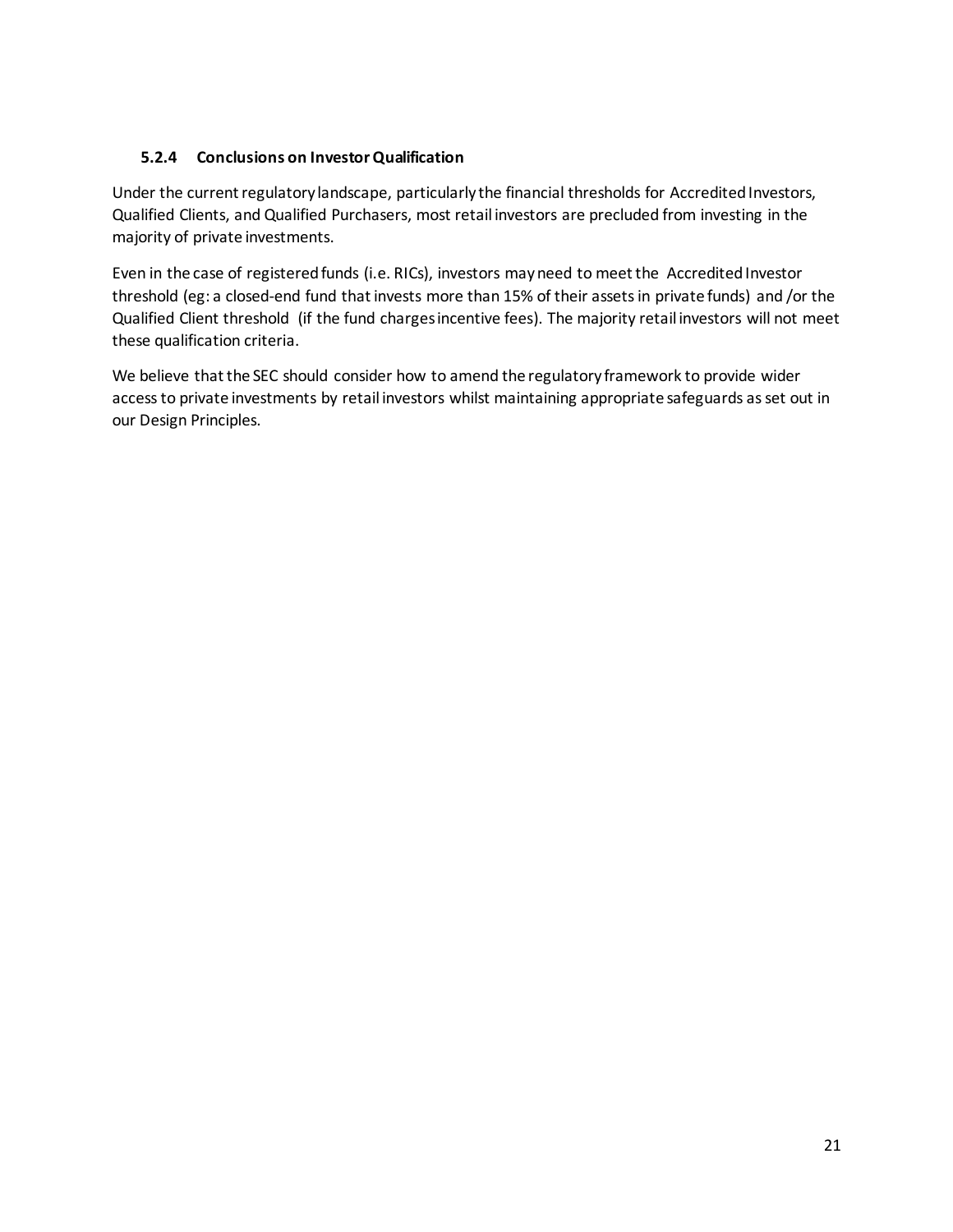#### 5.2.4 Conclusions on Investor Qualification

Under the current regulatory landscape, particularly the financial thresholds for Accredited Investors, Qualified Clients, and Qualified Purchasers, most retail investors are precluded from investing in the majority of private investments.

Even in the case of registered funds (i.e. RICs), investors may need to meet the Accredited Investor threshold (eg: a closed-end fund that invests more than 15% of their assets in private funds) and /or the Qualified Client threshold (if the fund charges incentive fees). The majority retail investors will not meet these qualification criteria.

We believe that the SEC should consider how to amend the regulatory framework to provide wider access to private investments by retail investors whilst maintaining appropriate safeguards as set out in our Design Principles.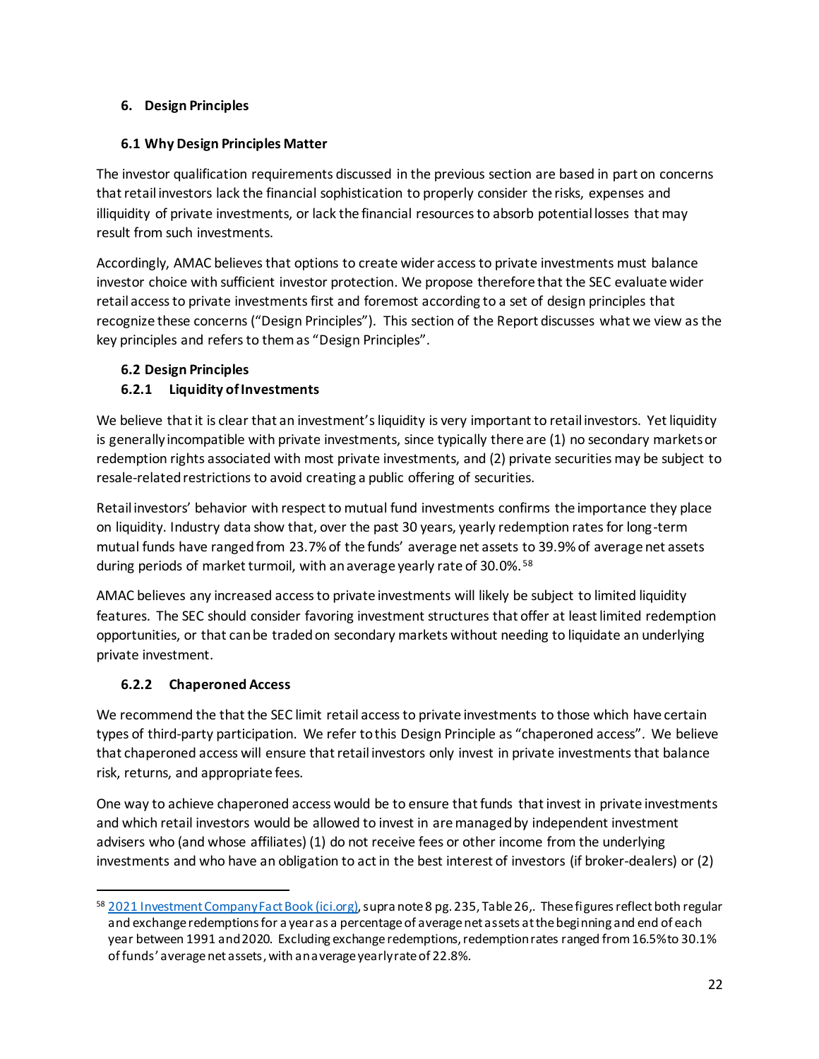## 6. Design Principles

### 6.1 Why Design Principles Matter

The investor qualification requirements discussed in the previous section are based in part on concerns that retail investors lack the financial sophistication to properly consider the risks, expenses and illiquidity of private investments, or lack the financial resources to absorb potential losses that may result from such investments.

Accordingly, AMAC believes that options to create wider access to private investments must balance investor choice with sufficient investor protection. We propose therefore that the SEC evaluate wider retail access to private investments first and foremost according to a set of design principles that recognize these concerns ("Design Principles"). This section of the Report discusses what we view as the key principles and refers to them as "Design Principles".

### 6.2 Design Principles

#### 6.2.1 Liquidity of Investments

We believe that it is clear that an investment's liquidity is very important to retail investors. Yet liquidity is generally incompatible with private investments, since typically there are (1) no secondary markets or redemption rights associated with most private investments, and (2) private securities may be subject to resale-related restrictions to avoid creating a public offering of securities.

Retail investors' behavior with respect to mutual fund investments confirms the importance they place on liquidity. Industry data show that, over the past 30 years, yearly redemption rates for long-term mutual funds have ranged from 23.7% of the funds' average net assets to 39.9% of average net assets during periods of market turmoil, with an average yearly rate of 30.0%.[58]

AMAC believes any increased access to private investments will likely be subject to limited liquidity features. The SEC should consider favoring investment structures that offer at least limited redemption opportunities, or that can be traded on secondary markets without needing to liquidate an underlying private investment.

#### 6.2.2 Chaperoned Access

We recommend the that the SEC limit retail access to private investments to those which have certain types of third-party participation. We refer to this Design Principle as "chaperoned access". We believe that chaperoned access will ensure that retail investors only invest in private investments that balance risk, returns, and appropriate fees.

One way to achieve chaperoned access would be to ensure that funds that invest in private investments and which retail investors would be allowed to invest in are managed by independent investment advisers who (and whose affiliates) (1) do not receive fees or other income from the underlying investments and who have an obligation to act in the best interest of investors (if broker-dealers) or (2)

---

[58] [2021 Investment Company Fact Book (ici.org)](ici.org), supra note 8 pg. 235, Table 26,. These figures reflect both regular and exchange redemptions for a year as a percentage of average net assets at the beginning and end of each year between 1991 and 2020. Excluding exchange redemptions, redemption rates ranged from 16.5% to 30.1% of funds' average net assets, with an average yearly rate of 22.8%.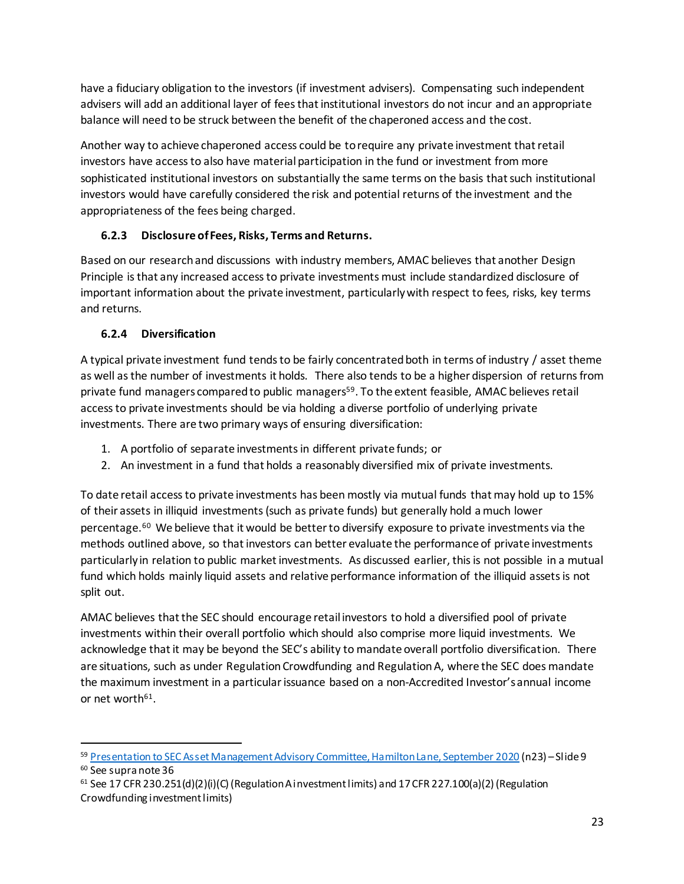have a fiduciary obligation to the investors (if investment advisers). Compensating such independent advisers will add an additional layer of fees that institutional investors do not incur and an appropriate balance will need to be struck between the benefit of the chaperoned access and the cost.

Another way to achieve chaperoned access could be to require any private investment that retail investors have access to also have material participation in the fund or investment from more sophisticated institutional investors on substantially the same terms on the basis that such institutional investors would have carefully considered the risk and potential returns of the investment and the appropriateness of the fees being charged.

### 6.2.3 Disclosure of Fees, Risks, Terms and Returns.

Based on our research and discussions with industry members, AMAC believes that another Design Principle is that any increased access to private investments must include standardized disclosure of important information about the private investment, particularly with respect to fees, risks, key terms and returns.

### 6.2.4 Diversification

A typical private investment fund tends to be fairly concentrated both in terms of industry / asset theme as well as the number of investments it holds. There also tends to be a higher dispersion of returns from private fund managers compared to public managers[59]. To the extent feasible, AMAC believes retail access to private investments should be via holding a diverse portfolio of underlying private investments. There are two primary ways of ensuring diversification:

1. A portfolio of separate investments in different private funds; or
2. An investment in a fund that holds a reasonably diversified mix of private investments.

To date retail access to private investments has been mostly via mutual funds that may hold up to 15% of their assets in illiquid investments (such as private funds) but generally hold a much lower percentage.[60] We believe that it would be better to diversify exposure to private investments via the methods outlined above, so that investors can better evaluate the performance of private investments particularly in relation to public market investments. As discussed earlier, this is not possible in a mutual fund which holds mainly liquid assets and relative performance information of the illiquid assets is not split out.

AMAC believes that the SEC should encourage retail investors to hold a diversified pool of private investments within their overall portfolio which should also comprise more liquid investments. We acknowledge that it may be beyond the SEC's ability to mandate overall portfolio diversification. There are situations, such as under Regulation Crowdfunding and Regulation A, where the SEC does mandate the maximum investment in a particular issuance based on a non-Accredited Investor's annual income or net worth[61].

---

[59] Presentation to SEC Asset Management Advisory Committee, Hamilton Lane, September 2020 (n23) – Slide 9

[60] See supra note 36

[61] See 17 CFR 230.251(d)(2)(i)(C) (Regulation A investment limits) and 17 CFR 227.100(a)(2) (Regulation Crowdfunding investment limits)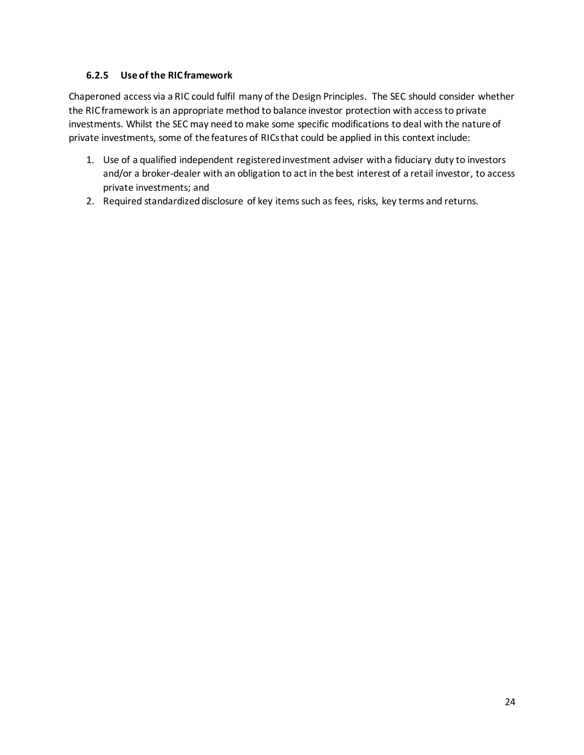### 6.2.5 Use of the RIC framework

Chaperoned access via a RIC could fulfil many of the Design Principles. The SEC should consider whether the RIC framework is an appropriate method to balance investor protection with access to private investments. Whilst the SEC may need to make some specific modifications to deal with the nature of private investments, some of the features of RICs that could be applied in this context include:

1. Use of a qualified independent registered investment adviser with a fiduciary duty to investors and/or a broker-dealer with an obligation to act in the best interest of a retail investor, to access private investments; and
2. Required standardized disclosure of key items such as fees, risks, key terms and returns.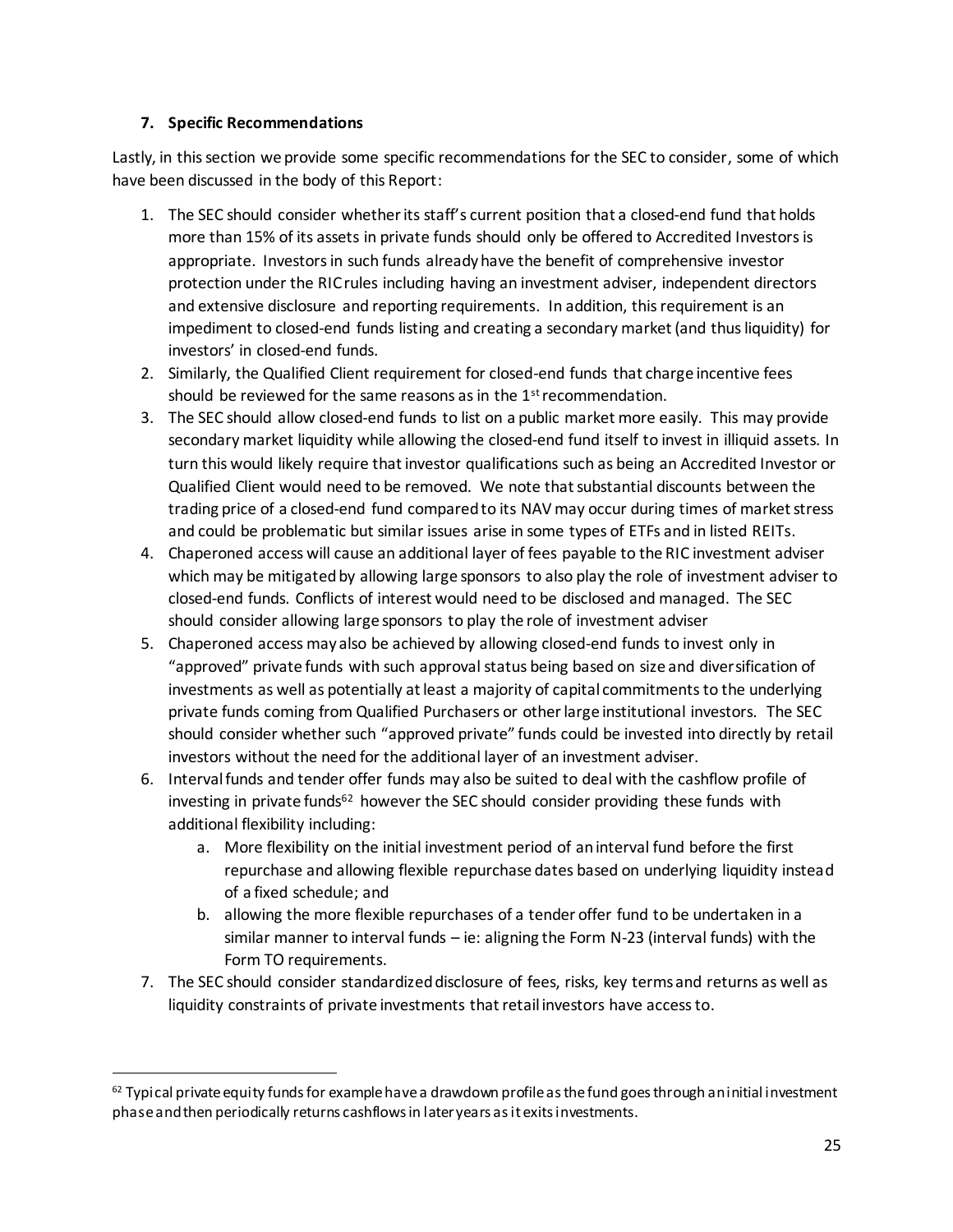### 7. Specific Recommendations

Lastly, in this section we provide some specific recommendations for the SEC to consider, some of which have been discussed in the body of this Report:

1. The SEC should consider whether its staff's current position that a closed-end fund that holds more than 15% of its assets in private funds should only be offered to Accredited Investors is appropriate. Investors in such funds already have the benefit of comprehensive investor protection under the RIC rules including having an investment adviser, independent directors and extensive disclosure and reporting requirements. In addition, this requirement is an impediment to closed-end funds listing and creating a secondary market (and thus liquidity) for investors' in closed-end funds.
2. Similarly, the Qualified Client requirement for closed-end funds that charge incentive fees should be reviewed for the same reasons as in the 1st recommendation.
3. The SEC should allow closed-end funds to list on a public market more easily. This may provide secondary market liquidity while allowing the closed-end fund itself to invest in illiquid assets. In turn this would likely require that investor qualifications such as being an Accredited Investor or Qualified Client would need to be removed. We note that substantial discounts between the trading price of a closed-end fund compared to its NAV may occur during times of market stress and could be problematic but similar issues arise in some types of ETFs and in listed REITs.
4. Chaperoned access will cause an additional layer of fees payable to the RIC investment adviser which may be mitigated by allowing large sponsors to also play the role of investment adviser to closed-end funds. Conflicts of interest would need to be disclosed and managed. The SEC should consider allowing large sponsors to play the role of investment adviser
5. Chaperoned access may also be achieved by allowing closed-end funds to invest only in "approved" private funds with such approval status being based on size and diversification of investments as well as potentially at least a majority of capital commitments to the underlying private funds coming from Qualified Purchasers or other large institutional investors. The SEC should consider whether such "approved private" funds could be invested into directly by retail investors without the need for the additional layer of an investment adviser.
6. Interval funds and tender offer funds may also be suited to deal with the cashflow profile of investing in private funds[62] however the SEC should consider providing these funds with additional flexibility including:
    a. More flexibility on the initial investment period of an interval fund before the first repurchase and allowing flexible repurchase dates based on underlying liquidity instead of a fixed schedule; and
    b. allowing the more flexible repurchases of a tender offer fund to be undertaken in a similar manner to interval funds – ie: aligning the Form N-23 (interval funds) with the Form TO requirements.
7. The SEC should consider standardized disclosure of fees, risks, key terms and returns as well as liquidity constraints of private investments that retail investors have access to.

---

[62] Typical private equity funds for example have a drawdown profile as the fund goes through an initial investment phase and then periodically returns cashflows in later years as it exits investments.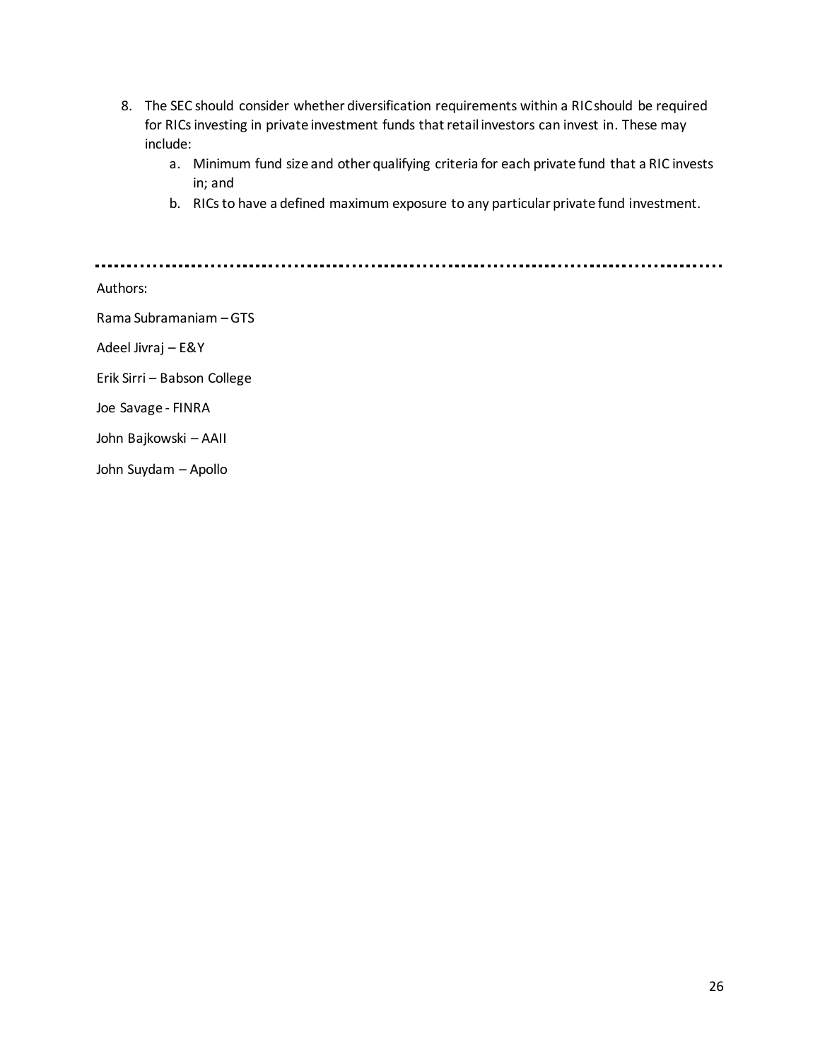8. The SEC should consider whether diversification requirements within a RIC should be required for RICs investing in private investment funds that retail investors can invest in. These may include:
    a. Minimum fund size and other qualifying criteria for each private fund that a RIC invests in; and
    b. RICs to have a defined maximum exposure to any particular private fund investment.

---

Authors:

Rama Subramaniam – GTS

Adeel Jivraj – E&Y

Erik Sirri – Babson College

Joe Savage - FINRA

John Bajkowski – AAII

John Suydam – Apollo